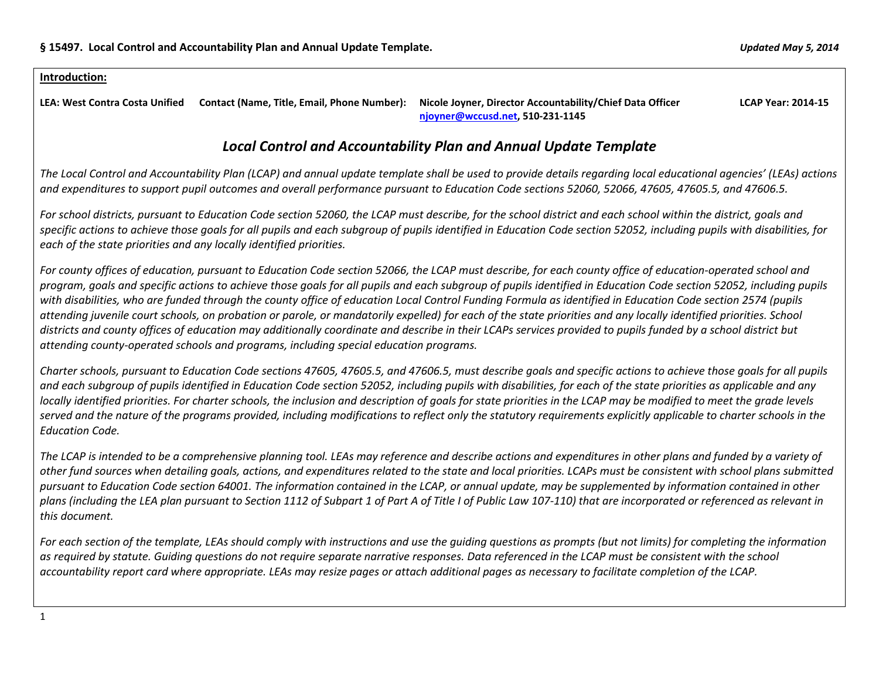**§ 15497. Local Control and Accountability Plan and Annual Update Template.** *Updated May 5, 2014*

**Introduction:**

**LEA: West Contra Costa Unified** **Contact (Name, Title, Email, Phone Number):** **Nicole Joyner, Director Accountability/Chief Data Officer njoyner@wccusd.net, 510-231-1145** **LCAP Year: 2014-15**

## *Local Control and Accountability Plan and Annual Update Template*

*The Local Control and Accountability Plan (LCAP) and annual update template shall be used to provide details regarding local educational agencies' (LEAs) actions and expenditures to support pupil outcomes and overall performance pursuant to Education Code sections 52060, 52066, 47605, 47605.5, and 47606.5.*

*For school districts, pursuant to Education Code section 52060, the LCAP must describe, for the school district and each school within the district, goals and specific actions to achieve those goals for all pupils and each subgroup of pupils identified in Education Code section 52052, including pupils with disabilities, for each of the state priorities and any locally identified priorities.*

*For county offices of education, pursuant to Education Code section 52066, the LCAP must describe, for each county office of education-operated school and program, goals and specific actions to achieve those goals for all pupils and each subgroup of pupils identified in Education Code section 52052, including pupils with disabilities, who are funded through the county office of education Local Control Funding Formula as identified in Education Code section 2574 (pupils attending juvenile court schools, on probation or parole, or mandatorily expelled) for each of the state priorities and any locally identified priorities. School districts and county offices of education may additionally coordinate and describe in their LCAPs services provided to pupils funded by a school district but attending county-operated schools and programs, including special education programs.*

*Charter schools, pursuant to Education Code sections 47605, 47605.5, and 47606.5, must describe goals and specific actions to achieve those goals for all pupils and each subgroup of pupils identified in Education Code section 52052, including pupils with disabilities, for each of the state priorities as applicable and any locally identified priorities. For charter schools, the inclusion and description of goals for state priorities in the LCAP may be modified to meet the grade levels served and the nature of the programs provided, including modifications to reflect only the statutory requirements explicitly applicable to charter schools in the Education Code.*

*The LCAP is intended to be a comprehensive planning tool. LEAs may reference and describe actions and expenditures in other plans and funded by a variety of other fund sources when detailing goals, actions, and expenditures related to the state and local priorities. LCAPs must be consistent with school plans submitted pursuant to Education Code section 64001. The information contained in the LCAP, or annual update, may be supplemented by information contained in other plans (including the LEA plan pursuant to Section 1112 of Subpart 1 of Part A of Title I of Public Law 107-110) that are incorporated or referenced as relevant in this document.*

*For each section of the template, LEAs should comply with instructions and use the guiding questions as prompts (but not limits) for completing the information as required by statute. Guiding questions do not require separate narrative responses. Data referenced in the LCAP must be consistent with the school accountability report card where appropriate. LEAs may resize pages or attach additional pages as necessary to facilitate completion of the LCAP.*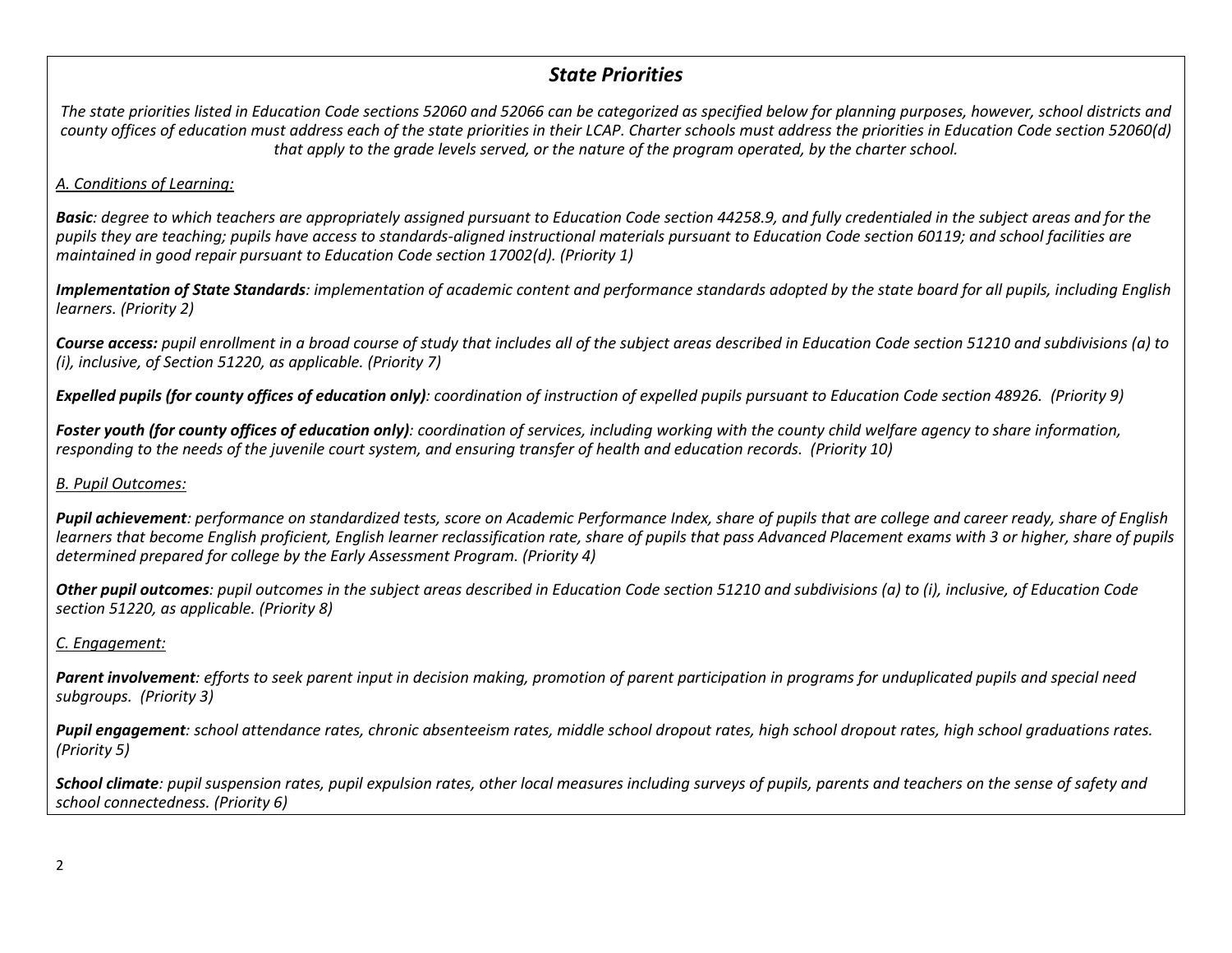## *State Priorities*

*The state priorities listed in Education Code sections 52060 and 52066 can be categorized as specified below for planning purposes, however, school districts and county offices of education must address each of the state priorities in their LCAP. Charter schools must address the priorities in Education Code section 52060(d) that apply to the grade levels served, or the nature of the program operated, by the charter school.*

*A. Conditions of Learning:*

***Basic****: degree to which teachers are appropriately assigned pursuant to Education Code section 44258.9, and fully credentialed in the subject areas and for the pupils they are teaching; pupils have access to standards-aligned instructional materials pursuant to Education Code section 60119; and school facilities are maintained in good repair pursuant to Education Code section 17002(d). (Priority 1)*

***Implementation of State Standards****: implementation of academic content and performance standards adopted by the state board for all pupils, including English learners. (Priority 2)*

***Course access:*** *pupil enrollment in a broad course of study that includes all of the subject areas described in Education Code section 51210 and subdivisions (a) to (i), inclusive, of Section 51220, as applicable. (Priority 7)*

***Expelled pupils (for county offices of education only)****: coordination of instruction of expelled pupils pursuant to Education Code section 48926. (Priority 9)*

***Foster youth (for county offices of education only)****: coordination of services, including working with the county child welfare agency to share information, responding to the needs of the juvenile court system, and ensuring transfer of health and education records. (Priority 10)*

*B. Pupil Outcomes:*

***Pupil achievement****: performance on standardized tests, score on Academic Performance Index, share of pupils that are college and career ready, share of English learners that become English proficient, English learner reclassification rate, share of pupils that pass Advanced Placement exams with 3 or higher, share of pupils determined prepared for college by the Early Assessment Program. (Priority 4)*

***Other pupil outcomes****: pupil outcomes in the subject areas described in Education Code section 51210 and subdivisions (a) to (i), inclusive, of Education Code section 51220, as applicable. (Priority 8)*

*C. Engagement:*

***Parent involvement****: efforts to seek parent input in decision making, promotion of parent participation in programs for unduplicated pupils and special need subgroups. (Priority 3)*

***Pupil engagement****: school attendance rates, chronic absenteeism rates, middle school dropout rates, high school dropout rates, high school graduations rates. (Priority 5)*

***School climate****: pupil suspension rates, pupil expulsion rates, other local measures including surveys of pupils, parents and teachers on the sense of safety and school connectedness. (Priority 6)*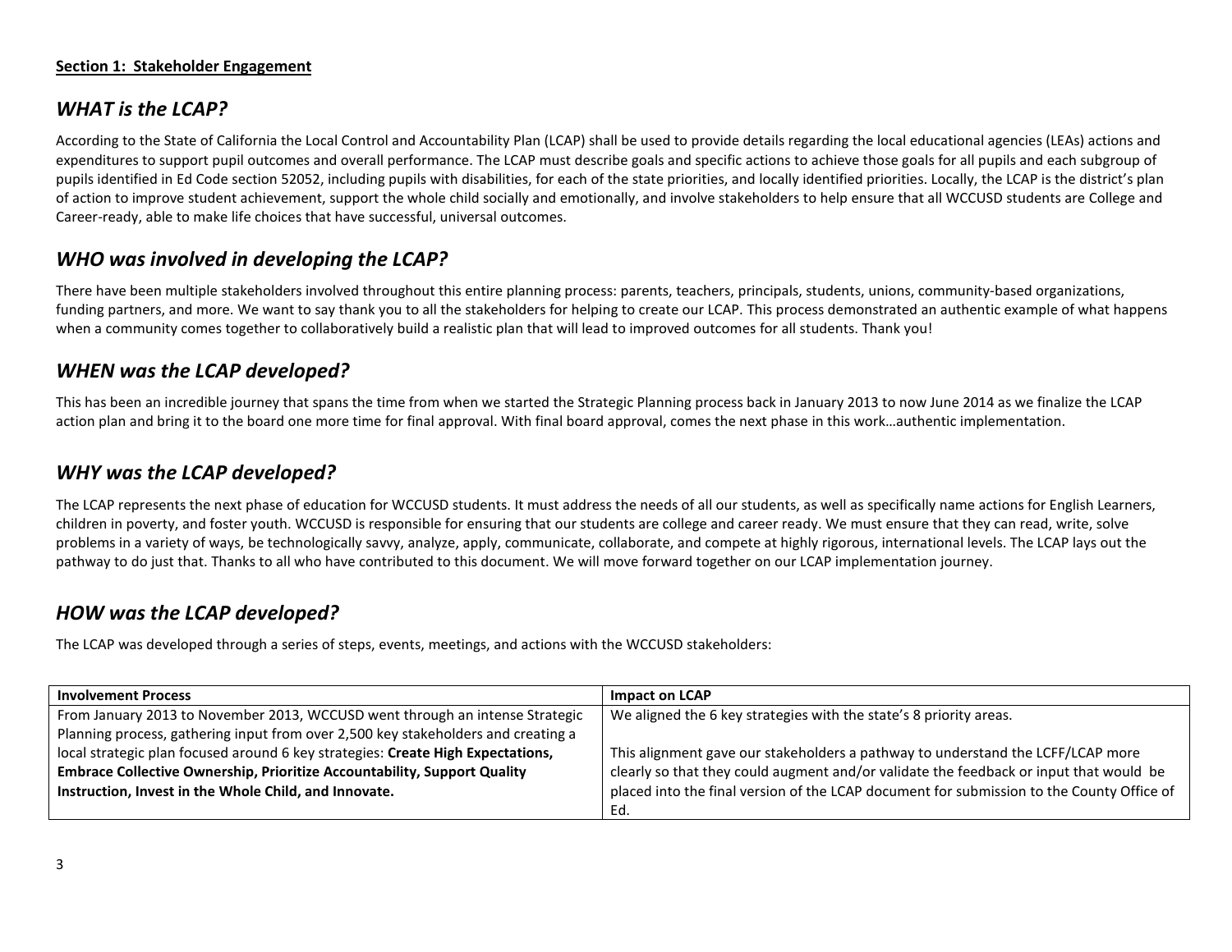**Section 1: Stakeholder Engagement**

## *WHAT is the LCAP?*

According to the State of California the Local Control and Accountability Plan (LCAP) shall be used to provide details regarding the local educational agencies (LEAs) actions and expenditures to support pupil outcomes and overall performance. The LCAP must describe goals and specific actions to achieve those goals for all pupils and each subgroup of pupils identified in Ed Code section 52052, including pupils with disabilities, for each of the state priorities, and locally identified priorities. Locally, the LCAP is the district's plan of action to improve student achievement, support the whole child socially and emotionally, and involve stakeholders to help ensure that all WCCUSD students are College and Career-ready, able to make life choices that have successful, universal outcomes.

## *WHO was involved in developing the LCAP?*

There have been multiple stakeholders involved throughout this entire planning process: parents, teachers, principals, students, unions, community-based organizations, funding partners, and more. We want to say thank you to all the stakeholders for helping to create our LCAP. This process demonstrated an authentic example of what happens when a community comes together to collaboratively build a realistic plan that will lead to improved outcomes for all students. Thank you!

## *WHEN was the LCAP developed?*

This has been an incredible journey that spans the time from when we started the Strategic Planning process back in January 2013 to now June 2014 as we finalize the LCAP action plan and bring it to the board one more time for final approval. With final board approval, comes the next phase in this work…authentic implementation.

## *WHY was the LCAP developed?*

The LCAP represents the next phase of education for WCCUSD students. It must address the needs of all our students, as well as specifically name actions for English Learners, children in poverty, and foster youth. WCCUSD is responsible for ensuring that our students are college and career ready. We must ensure that they can read, write, solve problems in a variety of ways, be technologically savvy, analyze, apply, communicate, collaborate, and compete at highly rigorous, international levels. The LCAP lays out the pathway to do just that. Thanks to all who have contributed to this document. We will move forward together on our LCAP implementation journey.

## *HOW was the LCAP developed?*

The LCAP was developed through a series of steps, events, meetings, and actions with the WCCUSD stakeholders:

| Involvement Process | Impact on LCAP |
|---|---|
| From January 2013 to November 2013, WCCUSD went through an intense Strategic Planning process, gathering input from over 2,500 key stakeholders and creating a local strategic plan focused around 6 key strategies: **Create High Expectations, Embrace Collective Ownership, Prioritize Accountability, Support Quality Instruction, Invest in the Whole Child, and Innovate.** | We aligned the 6 key strategies with the state's 8 priority areas.<br><br>This alignment gave our stakeholders a pathway to understand the LCFF/LCAP more clearly so that they could augment and/or validate the feedback or input that would be placed into the final version of the LCAP document for submission to the County Office of Ed. |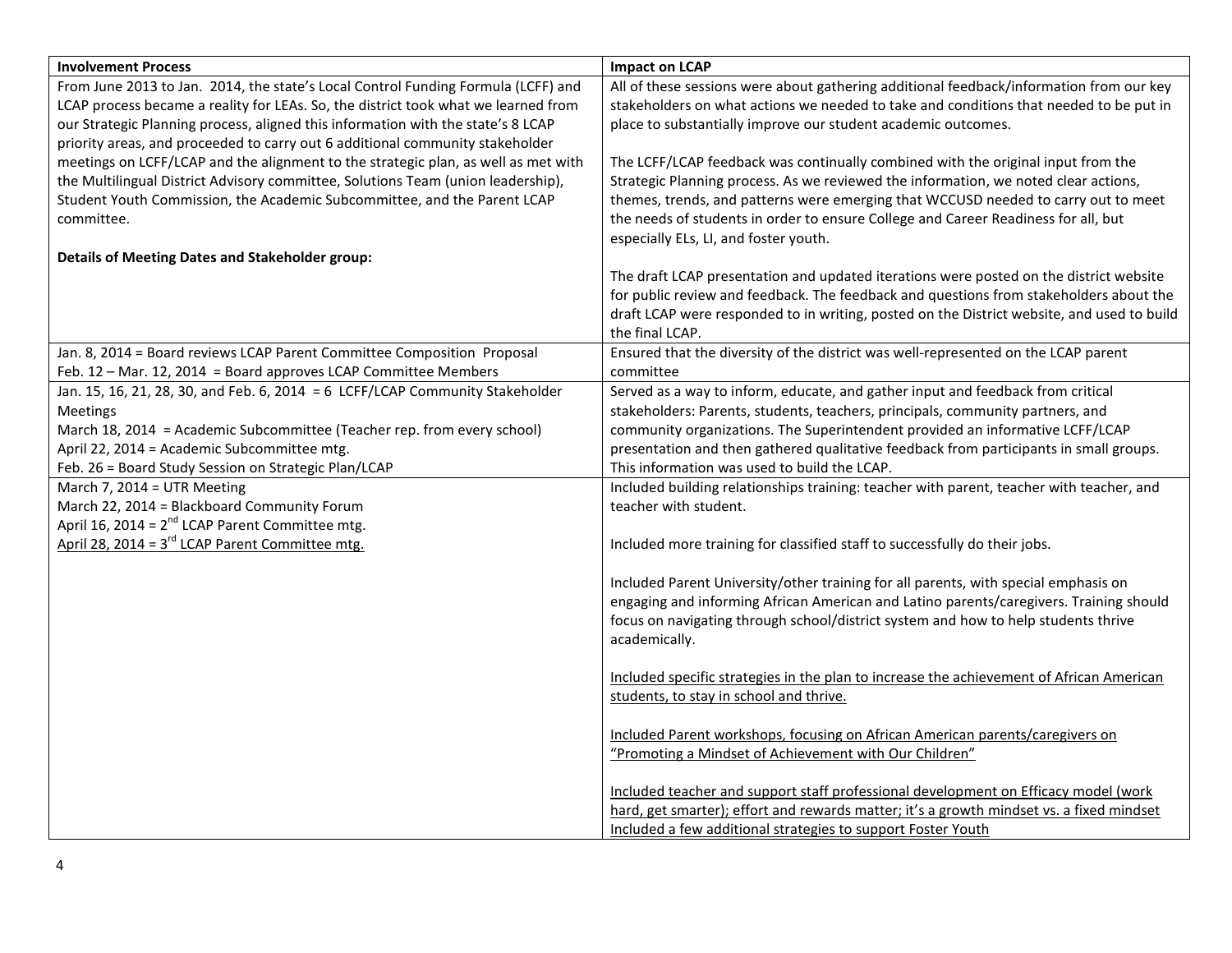| Involvement Process | Impact on LCAP |
|---|---|
| From June 2013 to Jan. 2014, the state's Local Control Funding Formula (LCFF) and LCAP process became a reality for LEAs. So, the district took what we learned from our Strategic Planning process, aligned this information with the state's 8 LCAP priority areas, and proceeded to carry out 6 additional community stakeholder meetings on LCFF/LCAP and the alignment to the strategic plan, as well as met with the Multilingual District Advisory committee, Solutions Team (union leadership), Student Youth Commission, the Academic Subcommittee, and the Parent LCAP committee.<br><br>**Details of Meeting Dates and Stakeholder group:** | All of these sessions were about gathering additional feedback/information from our key stakeholders on what actions we needed to take and conditions that needed to be put in place to substantially improve our student academic outcomes.<br><br>The LCFF/LCAP feedback was continually combined with the original input from the Strategic Planning process. As we reviewed the information, we noted clear actions, themes, trends, and patterns were emerging that WCCUSD needed to carry out to meet the needs of students in order to ensure College and Career Readiness for all, but especially ELs, LI, and foster youth.<br><br>The draft LCAP presentation and updated iterations were posted on the district website for public review and feedback. The feedback and questions from stakeholders about the draft LCAP were responded to in writing, posted on the District website, and used to build the final LCAP. |
| Jan. 8, 2014 = Board reviews LCAP Parent Committee Composition Proposal<br>Feb. 12 – Mar. 12, 2014 = Board approves LCAP Committee Members | Ensured that the diversity of the district was well-represented on the LCAP parent committee |
| Jan. 15, 16, 21, 28, 30, and Feb. 6, 2014 = 6 LCFF/LCAP Community Stakeholder Meetings<br>March 18, 2014 = Academic Subcommittee (Teacher rep. from every school)<br>April 22, 2014 = Academic Subcommittee mtg.<br>Feb. 26 = Board Study Session on Strategic Plan/LCAP | Served as a way to inform, educate, and gather input and feedback from critical stakeholders: Parents, students, teachers, principals, community partners, and community organizations. The Superintendent provided an informative LCFF/LCAP presentation and then gathered qualitative feedback from participants in small groups. This information was used to build the LCAP. |
| March 7, 2014 = UTR Meeting<br>March 22, 2014 = Blackboard Community Forum<br>April 16, 2014 = 2nd LCAP Parent Committee mtg.<br><u>April 28, 2014 = 3rd LCAP Parent Committee mtg.</u> | Included building relationships training: teacher with parent, teacher with teacher, and teacher with student.<br><br>Included more training for classified staff to successfully do their jobs.<br><br>Included Parent University/other training for all parents, with special emphasis on engaging and informing African American and Latino parents/caregivers. Training should focus on navigating through school/district system and how to help students thrive academically.<br><br><u>Included specific strategies in the plan to increase the achievement of African American students, to stay in school and thrive.</u><br><br><u>Included Parent workshops, focusing on African American parents/caregivers on "Promoting a Mindset of Achievement with Our Children"</u><br><br><u>Included teacher and support staff professional development on Efficacy model (work hard, get smarter); effort and rewards matter; it's a growth mindset vs. a fixed mindset</u><br><u>Included a few additional strategies to support Foster Youth</u> |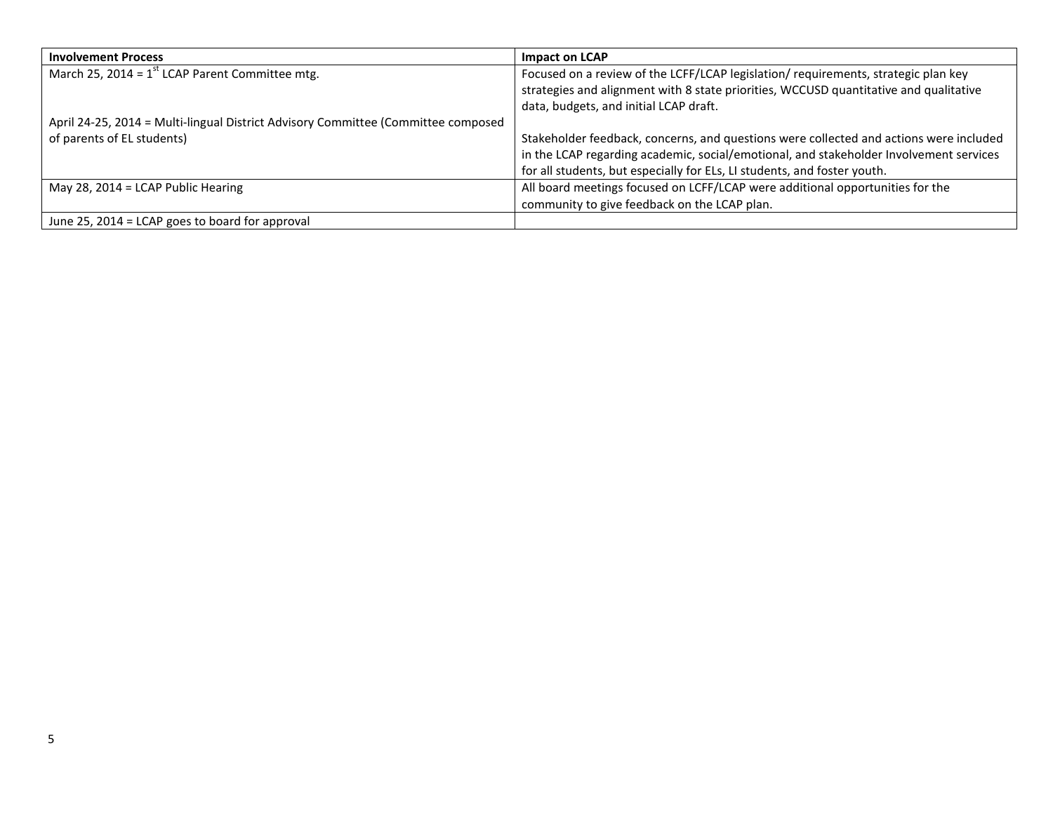| Involvement Process | Impact on LCAP |
|---|---|
| March 25, 2014 = 1st LCAP Parent Committee mtg.<br><br>April 24-25, 2014 = Multi-lingual District Advisory Committee (Committee composed of parents of EL students) | Focused on a review of the LCFF/LCAP legislation/ requirements, strategic plan key strategies and alignment with 8 state priorities, WCCUSD quantitative and qualitative data, budgets, and initial LCAP draft.<br><br>Stakeholder feedback, concerns, and questions were collected and actions were included in the LCAP regarding academic, social/emotional, and stakeholder Involvement services for all students, but especially for ELs, LI students, and foster youth. |
| May 28, 2014 = LCAP Public Hearing | All board meetings focused on LCFF/LCAP were additional opportunities for the community to give feedback on the LCAP plan. |
| June 25, 2014 = LCAP goes to board for approval | |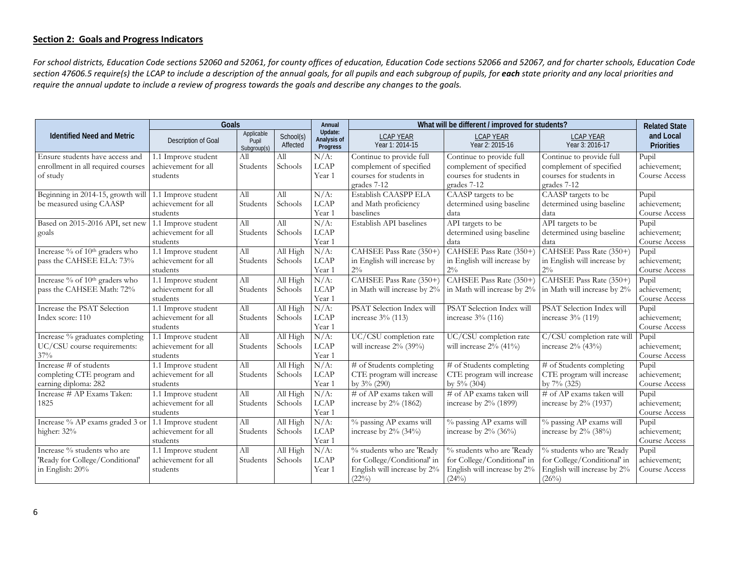## Section 2: Goals and Progress Indicators

*For school districts, Education Code sections 52060 and 52061, for county offices of education, Education Code sections 52066 and 52067, and for charter schools, Education Code section 47606.5 require(s) the LCAP to include a description of the annual goals, for all pupils and each subgroup of pupils, for **each** state priority and any local priorities and require the annual update to include a review of progress towards the goals and describe any changes to the goals.*

| Identified Need and Metric | Goals | | | Annual Update: Analysis of Progress | What will be different / improved for students? | | | Related State and Local Priorities |
|---|---|---|---|---|---|---|---|---|
| | Description of Goal | Applicable Pupil Subgroup(s) | School(s) Affected | | LCAP YEAR Year 1: 2014-15 | LCAP YEAR Year 2: 2015-16 | LCAP YEAR Year 3: 2016-17 | |
| Ensure students have access and enrollment in all required courses of study | 1.1 Improve student achievement for all students | All Students | All Schools | N/A: LCAP Year 1 | Continue to provide full complement of specified courses for students in grades 7-12 | Continue to provide full complement of specified courses for students in grades 7-12 | Continue to provide full complement of specified courses for students in grades 7-12 | Pupil achievement; Course Access |
| Beginning in 2014-15, growth will be measured using CAASP | 1.1 Improve student achievement for all students | All Students | All Schools | N/A: LCAP Year 1 | Establish CAASPP ELA and Math proficiency baselines | CAASP targets to be determined using baseline data | CAASP targets to be determined using baseline data | Pupil achievement; Course Access |
| Based on 2015-2016 API, set new goals | 1.1 Improve student achievement for all students | All Students | All Schools | N/A: LCAP Year 1 | Establish API baselines | API targets to be determined using baseline data | API targets to be determined using baseline data | Pupil achievement; Course Access |
| Increase % of 10th graders who pass the CAHSEE ELA: 73% | 1.1 Improve student achievement for all students | All Students | All High Schools | N/A: LCAP Year 1 | CAHSEE Pass Rate (350+) in English will increase by 2% | CAHSEE Pass Rate (350+) in English will increase by 2% | CAHSEE Pass Rate (350+) in English will increase by 2% | Pupil achievement; Course Access |
| Increase % of 10th graders who pass the CAHSEE Math: 72% | 1.1 Improve student achievement for all students | All Students | All High Schools | N/A: LCAP Year 1 | CAHSEE Pass Rate (350+) in Math will increase by 2% | CAHSEE Pass Rate (350+) in Math will increase by 2% | CAHSEE Pass Rate (350+) in Math will increase by 2% | Pupil achievement; Course Access |
| Increase the PSAT Selection Index score: 110 | 1.1 Improve student achievement for all students | All Students | All High Schools | N/A: LCAP Year 1 | PSAT Selection Index will increase 3% (113) | PSAT Selection Index will increase 3% (116) | PSAT Selection Index will increase 3% (119) | Pupil achievement; Course Access |
| Increase % graduates completing UC/CSU course requirements: 37% | 1.1 Improve student achievement for all students | All Students | All High Schools | N/A: LCAP Year 1 | UC/CSU completion rate will increase 2% (39%) | UC/CSU completion rate will increase 2% (41%) | C/CSU completion rate will increase 2% (43%) | Pupil achievement; Course Access |
| Increase # of students completing CTE program and earning diploma: 282 | 1.1 Improve student achievement for all students | All Students | All High Schools | N/A: LCAP Year 1 | # of Students completing CTE program will increase by 3% (290) | # of Students completing CTE program will increase by 5% (304) | # of Students completing CTE program will increase by 7% (325) | Pupil achievement; Course Access |
| Increase # AP Exams Taken: 1825 | 1.1 Improve student achievement for all students | All Students | All High Schools | N/A: LCAP Year 1 | # of AP exams taken will increase by 2% (1862) | # of AP exams taken will increase by 2% (1899) | # of AP exams taken will increase by 2% (1937) | Pupil achievement; Course Access |
| Increase % AP exams graded 3 or higher: 32% | 1.1 Improve student achievement for all students | All Students | All High Schools | N/A: LCAP Year 1 | % passing AP exams will increase by 2% (34%) | % passing AP exams will increase by 2% (36%) | % passing AP exams will increase by 2% (38%) | Pupil achievement; Course Access |
| Increase % students who are 'Ready for College/Conditional' in English: 20% | 1.1 Improve student achievement for all students | All Students | All High Schools | N/A: LCAP Year 1 | % students who are 'Ready for College/Conditional' in English will increase by 2% (22%) | % students who are 'Ready for College/Conditional' in English will increase by 2% (24%) | % students who are 'Ready for College/Conditional' in English will increase by 2% (26%) | Pupil achievement; Course Access |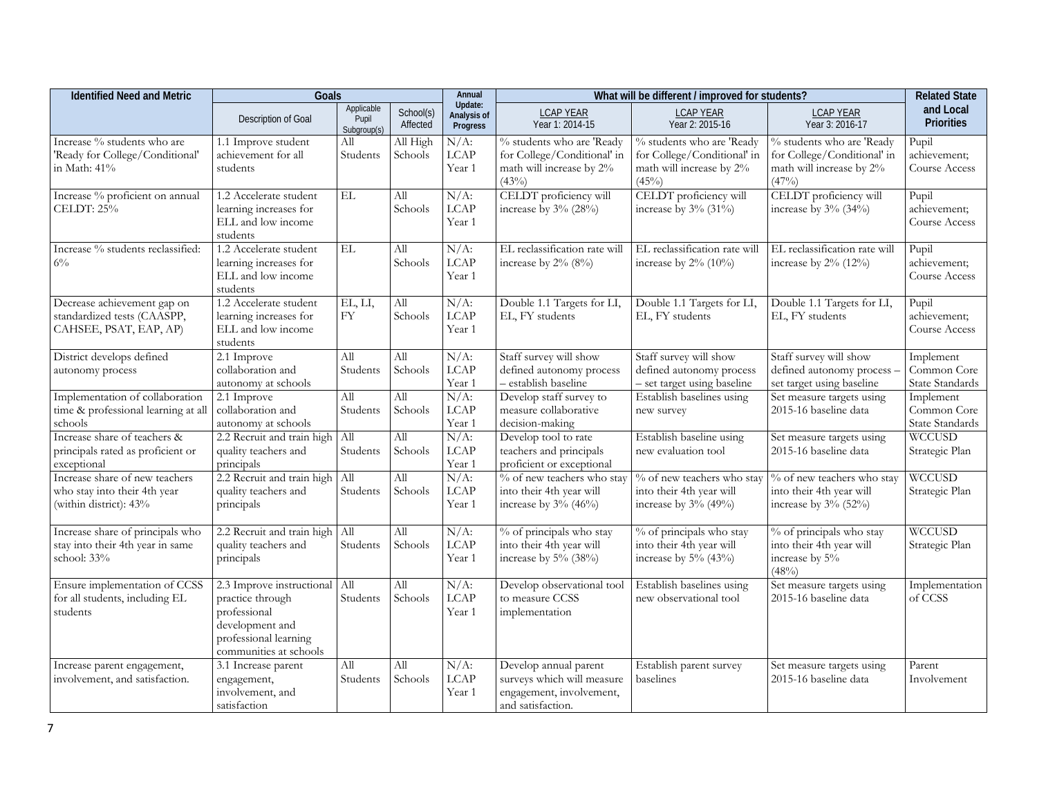| Identified Need and Metric | Goals | | | Annual Update: Analysis of Progress | What will be different / improved for students? | | | Related State and Local Priorities |
|---|---|---|---|---|---|---|---|---|
| | Description of Goal | Applicable Pupil Subgroup(s) | School(s) Affected | | LCAP YEAR Year 1: 2014-15 | LCAP YEAR Year 2: 2015-16 | LCAP YEAR Year 3: 2016-17 | |
| Increase % students who are 'Ready for College/Conditional' in Math: 41% | 1.1 Improve student achievement for all students | All Students | All High Schools | N/A: LCAP Year 1 | % students who are 'Ready for College/Conditional' in math will increase by 2% (43%) | % students who are 'Ready for College/Conditional' in math will increase by 2% (45%) | % students who are 'Ready for College/Conditional' in math will increase by 2% (47%) | Pupil achievement; Course Access |
| Increase % proficient on annual CELDT: 25% | 1.2 Accelerate student learning increases for ELL and low income students | EL | All Schools | N/A: LCAP Year 1 | CELDT proficiency will increase by 3% (28%) | CELDT proficiency will increase by 3% (31%) | CELDT proficiency will increase by 3% (34%) | Pupil achievement; Course Access |
| Increase % students reclassified: 6% | 1.2 Accelerate student learning increases for ELL and low income students | EL | All Schools | N/A: LCAP Year 1 | EL reclassification rate will increase by 2% (8%) | EL reclassification rate will increase by 2% (10%) | EL reclassification rate will increase by 2% (12%) | Pupil achievement; Course Access |
| Decrease achievement gap on standardized tests (CAASPP, CAHSEE, PSAT, EAP, AP) | 1.2 Accelerate student learning increases for ELL and low income students | EL, LI, FY | All Schools | N/A: LCAP Year 1 | Double 1.1 Targets for LI, EL, FY students | Double 1.1 Targets for LI, EL, FY students | Double 1.1 Targets for LI, EL, FY students | Pupil achievement; Course Access |
| District develops defined autonomy process | 2.1 Improve collaboration and autonomy at schools | All Students | All Schools | N/A: LCAP Year 1 | Staff survey will show defined autonomy process – establish baseline | Staff survey will show defined autonomy process – set target using baseline | Staff survey will show defined autonomy process – set target using baseline | Implement Common Core State Standards |
| Implementation of collaboration time & professional learning at all schools | 2.1 Improve collaboration and autonomy at schools | All Students | All Schools | N/A: LCAP Year 1 | Develop staff survey to measure collaborative decision-making | Establish baselines using new survey | Set measure targets using 2015-16 baseline data | Implement Common Core State Standards |
| Increase share of teachers & principals rated as proficient or exceptional | 2.2 Recruit and train high quality teachers and principals | All Students | All Schools | N/A: LCAP Year 1 | Develop tool to rate teachers and principals proficient or exceptional | Establish baseline using new evaluation tool | Set measure targets using 2015-16 baseline data | WCCUSD Strategic Plan |
| Increase share of new teachers who stay into their 4th year (within district): 43% | 2.2 Recruit and train high quality teachers and principals | All Students | All Schools | N/A: LCAP Year 1 | % of new teachers who stay into their 4th year will increase by 3% (46%) | % of new teachers who stay into their 4th year will increase by 3% (49%) | % of new teachers who stay into their 4th year will increase by 3% (52%) | WCCUSD Strategic Plan |
| Increase share of principals who stay into their 4th year in same school: 33% | 2.2 Recruit and train high quality teachers and principals | All Students | All Schools | N/A: LCAP Year 1 | % of principals who stay into their 4th year will increase by 5% (38%) | % of principals who stay into their 4th year will increase by 5% (43%) | % of principals who stay into their 4th year will increase by 5% (48%) | WCCUSD Strategic Plan |
| Ensure implementation of CCSS for all students, including EL students | 2.3 Improve instructional practice through professional development and professional learning communities at schools | All Students | All Schools | N/A: LCAP Year 1 | Develop observational tool to measure CCSS implementation | Establish baselines using new observational tool | Set measure targets using 2015-16 baseline data | Implementation of CCSS |
| Increase parent engagement, involvement, and satisfaction. | 3.1 Increase parent engagement, involvement, and satisfaction | All Students | All Schools | N/A: LCAP Year 1 | Develop annual parent surveys which will measure engagement, involvement, and satisfaction. | Establish parent survey baselines | Set measure targets using 2015-16 baseline data | Parent Involvement |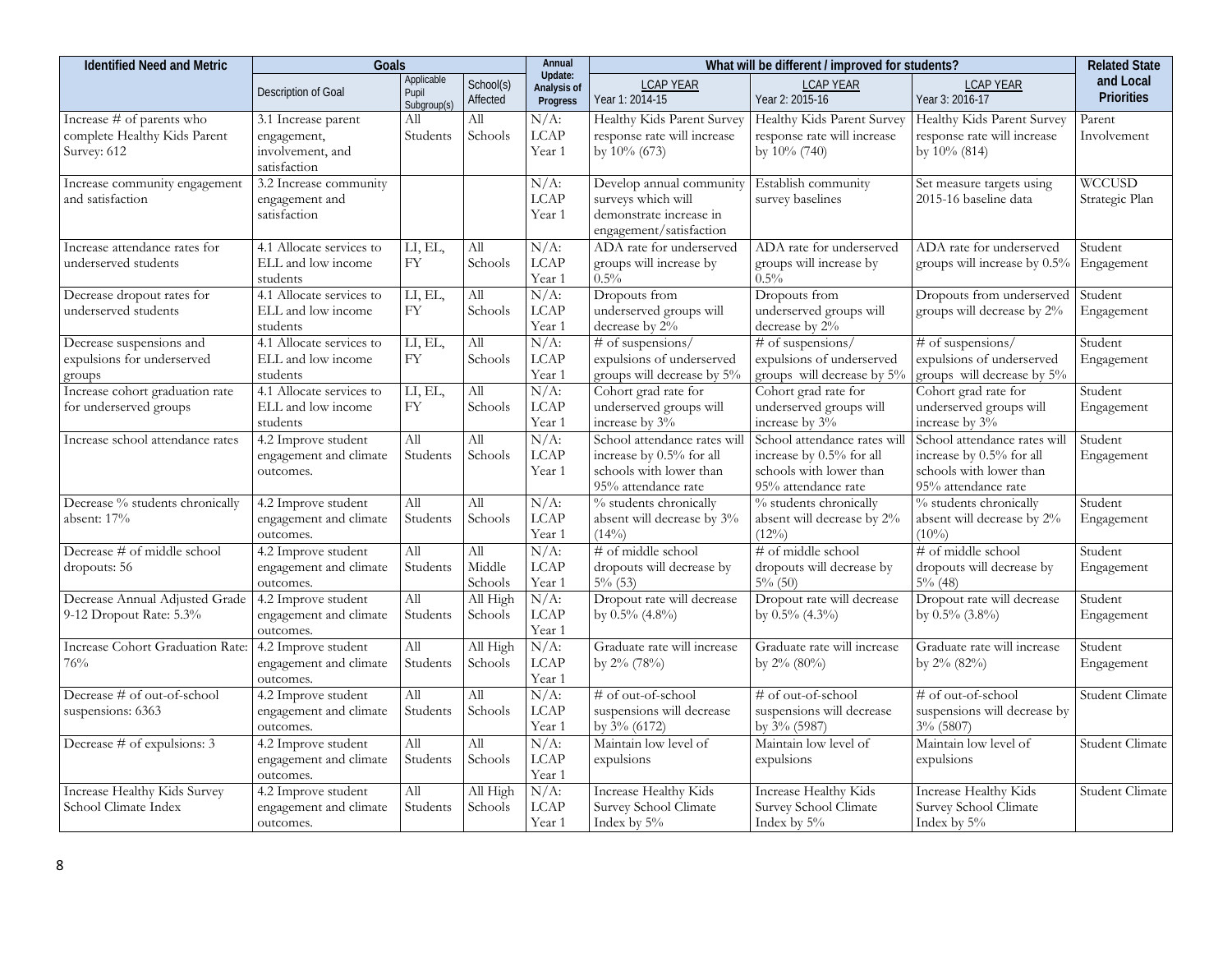| Identified Need and Metric | Goals | | | Annual Update: Analysis of Progress | What will be different / improved for students? | | | Related State and Local Priorities |
|---|---|---|---|---|---|---|---|---|
| | Description of Goal | Applicable Pupil Subgroup(s) | School(s) Affected | | LCAP YEAR Year 1: 2014-15 | LCAP YEAR Year 2: 2015-16 | LCAP YEAR Year 3: 2016-17 | |
| Increase # of parents who complete Healthy Kids Parent Survey: 612 | 3.1 Increase parent engagement, involvement, and satisfaction | All Students | All Schools | N/A: LCAP Year 1 | Healthy Kids Parent Survey response rate will increase by 10% (673) | Healthy Kids Parent Survey response rate will increase by 10% (740) | Healthy Kids Parent Survey response rate will increase by 10% (814) | Parent Involvement |
| Increase community engagement and satisfaction | 3.2 Increase community engagement and satisfaction | | | N/A: LCAP Year 1 | Develop annual community surveys which will demonstrate increase in engagement/satisfaction | Establish community survey baselines | Set measure targets using 2015-16 baseline data | WCCUSD Strategic Plan |
| Increase attendance rates for underserved students | 4.1 Allocate services to ELL and low income students | LI, EL, FY | All Schools | N/A: LCAP Year 1 | ADA rate for underserved groups will increase by 0.5% | ADA rate for underserved groups will increase by 0.5% | ADA rate for underserved groups will increase by 0.5% | Student Engagement |
| Decrease dropout rates for underserved students | 4.1 Allocate services to ELL and low income students | LI, EL, FY | All Schools | N/A: LCAP Year 1 | Dropouts from underserved groups will decrease by 2% | Dropouts from underserved groups will decrease by 2% | Dropouts from underserved groups will decrease by 2% | Student Engagement |
| Decrease suspensions and expulsions for underserved groups | 4.1 Allocate services to ELL and low income students | LI, EL, FY | All Schools | N/A: LCAP Year 1 | # of suspensions/ expulsions of underserved groups will decrease by 5% | # of suspensions/ expulsions of underserved groups will decrease by 5% | # of suspensions/ expulsions of underserved groups will decrease by 5% | Student Engagement |
| Increase cohort graduation rate for underserved groups | 4.1 Allocate services to ELL and low income students | LI, EL, FY | All Schools | N/A: LCAP Year 1 | Cohort grad rate for underserved groups will increase by 3% | Cohort grad rate for underserved groups will increase by 3% | Cohort grad rate for underserved groups will increase by 3% | Student Engagement |
| Increase school attendance rates | 4.2 Improve student engagement and climate outcomes. | All Students | All Schools | N/A: LCAP Year 1 | School attendance rates will increase by 0.5% for all schools with lower than 95% attendance rate | School attendance rates will increase by 0.5% for all schools with lower than 95% attendance rate | School attendance rates will increase by 0.5% for all schools with lower than 95% attendance rate | Student Engagement |
| Decrease % students chronically absent: 17% | 4.2 Improve student engagement and climate outcomes. | All Students | All Schools | N/A: LCAP Year 1 | % students chronically absent will decrease by 3% (14%) | % students chronically absent will decrease by 2% (12%) | % students chronically absent will decrease by 2% (10%) | Student Engagement |
| Decrease # of middle school dropouts: 56 | 4.2 Improve student engagement and climate outcomes. | All Students | All Middle Schools | N/A: LCAP Year 1 | # of middle school dropouts will decrease by 5% (53) | # of middle school dropouts will decrease by 5% (50) | # of middle school dropouts will decrease by 5% (48) | Student Engagement |
| Decrease Annual Adjusted Grade 9-12 Dropout Rate: 5.3% | 4.2 Improve student engagement and climate outcomes. | All Students | All High Schools | N/A: LCAP Year 1 | Dropout rate will decrease by 0.5% (4.8%) | Dropout rate will decrease by 0.5% (4.3%) | Dropout rate will decrease by 0.5% (3.8%) | Student Engagement |
| Increase Cohort Graduation Rate: 76% | 4.2 Improve student engagement and climate outcomes. | All Students | All High Schools | N/A: LCAP Year 1 | Graduate rate will increase by 2% (78%) | Graduate rate will increase by 2% (80%) | Graduate rate will increase by 2% (82%) | Student Engagement |
| Decrease # of out-of-school suspensions: 6363 | 4.2 Improve student engagement and climate outcomes. | All Students | All Schools | N/A: LCAP Year 1 | # of out-of-school suspensions will decrease by 3% (6172) | # of out-of-school suspensions will decrease by 3% (5987) | # of out-of-school suspensions will decrease by 3% (5807) | Student Climate |
| Decrease # of expulsions: 3 | 4.2 Improve student engagement and climate outcomes. | All Students | All Schools | N/A: LCAP Year 1 | Maintain low level of expulsions | Maintain low level of expulsions | Maintain low level of expulsions | Student Climate |
| Increase Healthy Kids Survey School Climate Index | 4.2 Improve student engagement and climate outcomes. | All Students | All High Schools | N/A: LCAP Year 1 | Increase Healthy Kids Survey School Climate Index by 5% | Increase Healthy Kids Survey School Climate Index by 5% | Increase Healthy Kids Survey School Climate Index by 5% | Student Climate |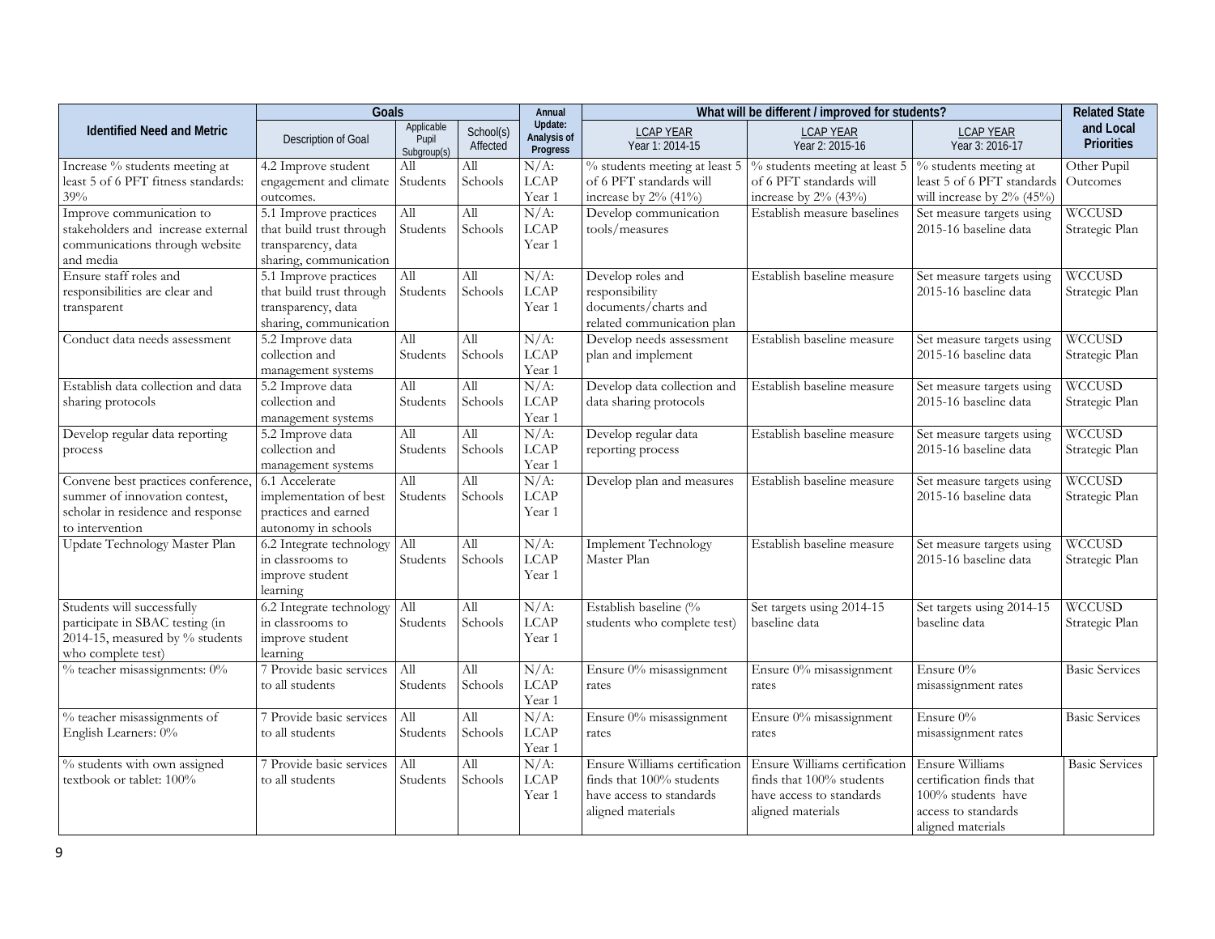| Identified Need and Metric | Goals | | | Annual Update: Analysis of Progress | What will be different / improved for students? | | | Related State and Local Priorities |
|---|---|---|---|---|---|---|---|---|
| | Description of Goal | Applicable Pupil Subgroup(s) | School(s) Affected | | LCAP YEAR Year 1: 2014-15 | LCAP YEAR Year 2: 2015-16 | LCAP YEAR Year 3: 2016-17 | |
| Increase % students meeting at least 5 of 6 PFT fitness standards: 39% | 4.2 Improve student engagement and climate outcomes. | All Students | All Schools | N/A: LCAP Year 1 | % students meeting at least 5 of 6 PFT standards will increase by 2% (41%) | % students meeting at least 5 of 6 PFT standards will increase by 2% (43%) | % students meeting at least 5 of 6 PFT standards will increase by 2% (45%) | Other Pupil Outcomes |
| Improve communication to stakeholders and increase external communications through website and media | 5.1 Improve practices that build trust through transparency, data sharing, communication | All Students | All Schools | N/A: LCAP Year 1 | Develop communication tools/measures | Establish measure baselines | Set measure targets using 2015-16 baseline data | WCCUSD Strategic Plan |
| Ensure staff roles and responsibilities are clear and transparent | 5.1 Improve practices that build trust through transparency, data sharing, communication | All Students | All Schools | N/A: LCAP Year 1 | Develop roles and responsibility documents/charts and related communication plan | Establish baseline measure | Set measure targets using 2015-16 baseline data | WCCUSD Strategic Plan |
| Conduct data needs assessment | 5.2 Improve data collection and management systems | All Students | All Schools | N/A: LCAP Year 1 | Develop needs assessment plan and implement | Establish baseline measure | Set measure targets using 2015-16 baseline data | WCCUSD Strategic Plan |
| Establish data collection and data sharing protocols | 5.2 Improve data collection and management systems | All Students | All Schools | N/A: LCAP Year 1 | Develop data collection and data sharing protocols | Establish baseline measure | Set measure targets using 2015-16 baseline data | WCCUSD Strategic Plan |
| Develop regular data reporting process | 5.2 Improve data collection and management systems | All Students | All Schools | N/A: LCAP Year 1 | Develop regular data reporting process | Establish baseline measure | Set measure targets using 2015-16 baseline data | WCCUSD Strategic Plan |
| Convene best practices conference, summer of innovation contest, scholar in residence and response to intervention | 6.1 Accelerate implementation of best practices and earned autonomy in schools | All Students | All Schools | N/A: LCAP Year 1 | Develop plan and measures | Establish baseline measure | Set measure targets using 2015-16 baseline data | WCCUSD Strategic Plan |
| Update Technology Master Plan | 6.2 Integrate technology in classrooms to improve student learning | All Students | All Schools | N/A: LCAP Year 1 | Implement Technology Master Plan | Establish baseline measure | Set measure targets using 2015-16 baseline data | WCCUSD Strategic Plan |
| Students will successfully participate in SBAC testing (in 2014-15, measured by % students who complete test) | 6.2 Integrate technology in classrooms to improve student learning | All Students | All Schools | N/A: LCAP Year 1 | Establish baseline (% students who complete test) | Set targets using 2014-15 baseline data | Set targets using 2014-15 baseline data | WCCUSD Strategic Plan |
| % teacher misassignments: 0% | 7 Provide basic services to all students | All Students | All Schools | N/A: LCAP Year 1 | Ensure 0% misassignment rates | Ensure 0% misassignment rates | Ensure 0% misassignment rates | Basic Services |
| % teacher misassignments of English Learners: 0% | 7 Provide basic services to all students | All Students | All Schools | N/A: LCAP Year 1 | Ensure 0% misassignment rates | Ensure 0% misassignment rates | Ensure 0% misassignment rates | Basic Services |
| % students with own assigned textbook or tablet: 100% | 7 Provide basic services to all students | All Students | All Schools | N/A: LCAP Year 1 | Ensure Williams certification finds that 100% students have access to standards aligned materials | Ensure Williams certification finds that 100% students have access to standards aligned materials | Ensure Williams certification finds that 100% students have access to standards aligned materials | Basic Services |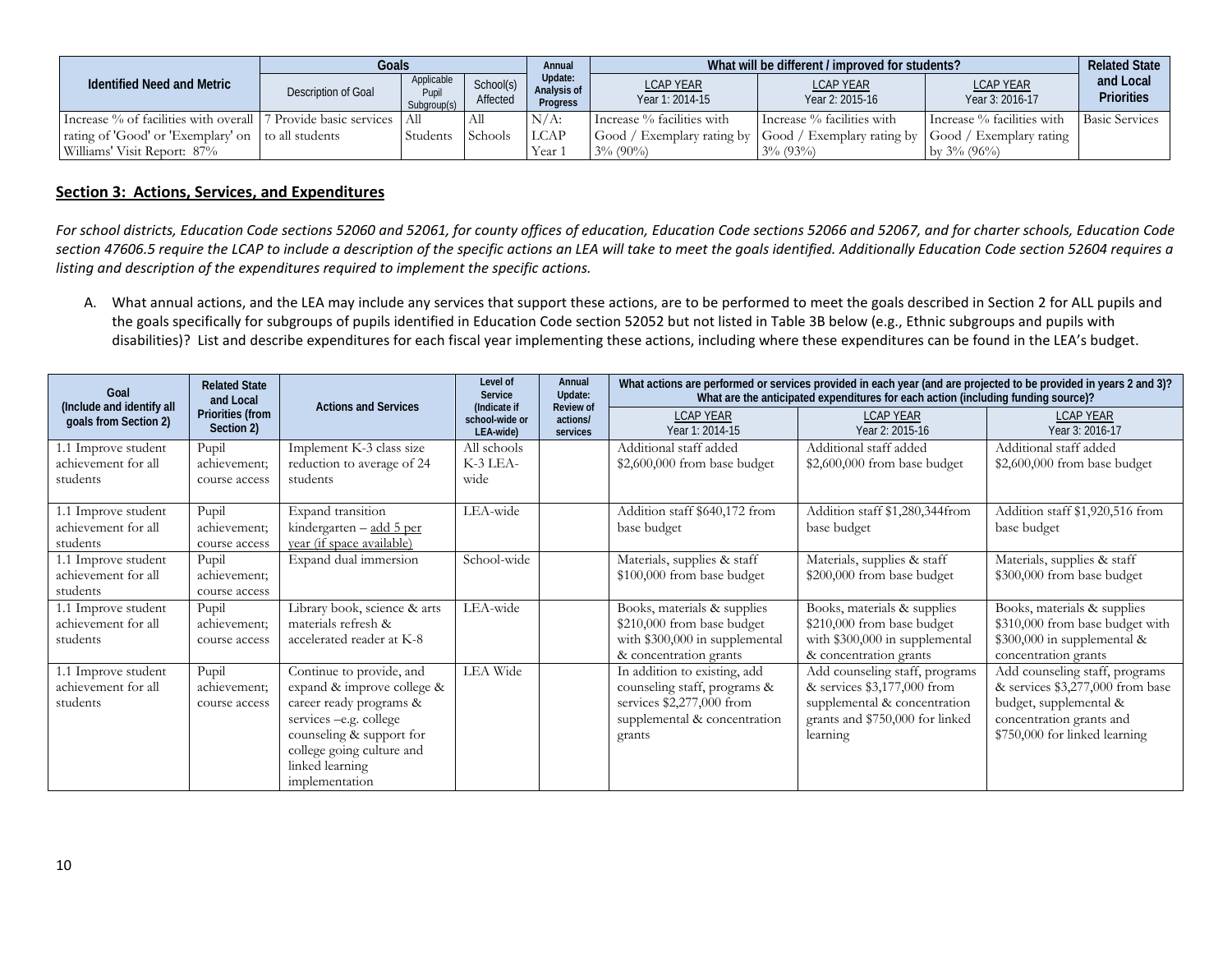| Identified Need and Metric | Goals | | | Annual Update: Analysis of Progress | What will be different / improved for students? | | | Related State and Local Priorities |
|---|---|---|---|---|---|---|---|---|
| | Description of Goal | Applicable Pupil Subgroup(s) | School(s) Affected | | LCAP YEAR Year 1: 2014-15 | LCAP YEAR Year 2: 2015-16 | LCAP YEAR Year 3: 2016-17 | |
| Increase % of facilities with overall rating of 'Good' or 'Exemplary' on Williams' Visit Report: 87% | 7 Provide basic services to all students | All Students | All Schools | N/A: LCAP Year 1 | Increase % facilities with Good / Exemplary rating by 3% (90%) | Increase % facilities with Good / Exemplary rating by 3% (93%) | Increase % facilities with Good / Exemplary rating by 3% (96%) | Basic Services |

## Section 3: Actions, Services, and Expenditures

*For school districts, Education Code sections 52060 and 52061, for county offices of education, Education Code sections 52066 and 52067, and for charter schools, Education Code section 47606.5 require the LCAP to include a description of the specific actions an LEA will take to meet the goals identified. Additionally Education Code section 52604 requires a listing and description of the expenditures required to implement the specific actions.*

A. What annual actions, and the LEA may include any services that support these actions, are to be performed to meet the goals described in Section 2 for ALL pupils and the goals specifically for subgroups of pupils identified in Education Code section 52052 but not listed in Table 3B below (e.g., Ethnic subgroups and pupils with disabilities)? List and describe expenditures for each fiscal year implementing these actions, including where these expenditures can be found in the LEA's budget.

| Goal (Include and identify all goals from Section 2) | Related State and Local Priorities (from Section 2) | Actions and Services | Level of Service (Indicate if school-wide or LEA-wide) | Annual Update: Review of actions/ services | What actions are performed or services provided in each year (and are projected to be provided in years 2 and 3)? What are the anticipated expenditures for each action (including funding source)? | | |
|---|---|---|---|---|---|---|---|
| | | | | | LCAP YEAR Year 1: 2014-15 | LCAP YEAR Year 2: 2015-16 | LCAP YEAR Year 3: 2016-17 |
| 1.1 Improve student achievement for all students | Pupil achievement; course access | Implement K-3 class size reduction to average of 24 students | All schools K-3 LEA-wide | | Additional staff added $2,600,000 from base budget | Additional staff added $2,600,000 from base budget | Additional staff added $2,600,000 from base budget |
| 1.1 Improve student achievement for all students | Pupil achievement; course access | Expand transition kindergarten – add 5 per year (if space available) | LEA-wide | | Addition staff $640,172 from base budget | Addition staff $1,280,344from base budget | Addition staff $1,920,516 from base budget |
| 1.1 Improve student achievement for all students | Pupil achievement; course access | Expand dual immersion | School-wide | | Materials, supplies & staff $100,000 from base budget | Materials, supplies & staff $200,000 from base budget | Materials, supplies & staff $300,000 from base budget |
| 1.1 Improve student achievement for all students | Pupil achievement; course access | Library book, science & arts materials refresh & accelerated reader at K-8 | LEA-wide | | Books, materials & supplies $210,000 from base budget with $300,000 in supplemental & concentration grants | Books, materials & supplies $210,000 from base budget with $300,000 in supplemental & concentration grants | Books, materials & supplies $310,000 from base budget with $300,000 in supplemental & concentration grants |
| 1.1 Improve student achievement for all students | Pupil achievement; course access | Continue to provide, and expand & improve college & career ready programs & services –e.g. college counseling & support for college going culture and linked learning implementation | LEA Wide | | In addition to existing, add counseling staff, programs & services $2,277,000 from supplemental & concentration grants | Add counseling staff, programs & services $3,177,000 from supplemental & concentration grants and $750,000 for linked learning | Add counseling staff, programs & services $3,277,000 from base budget, supplemental & concentration grants and $750,000 for linked learning |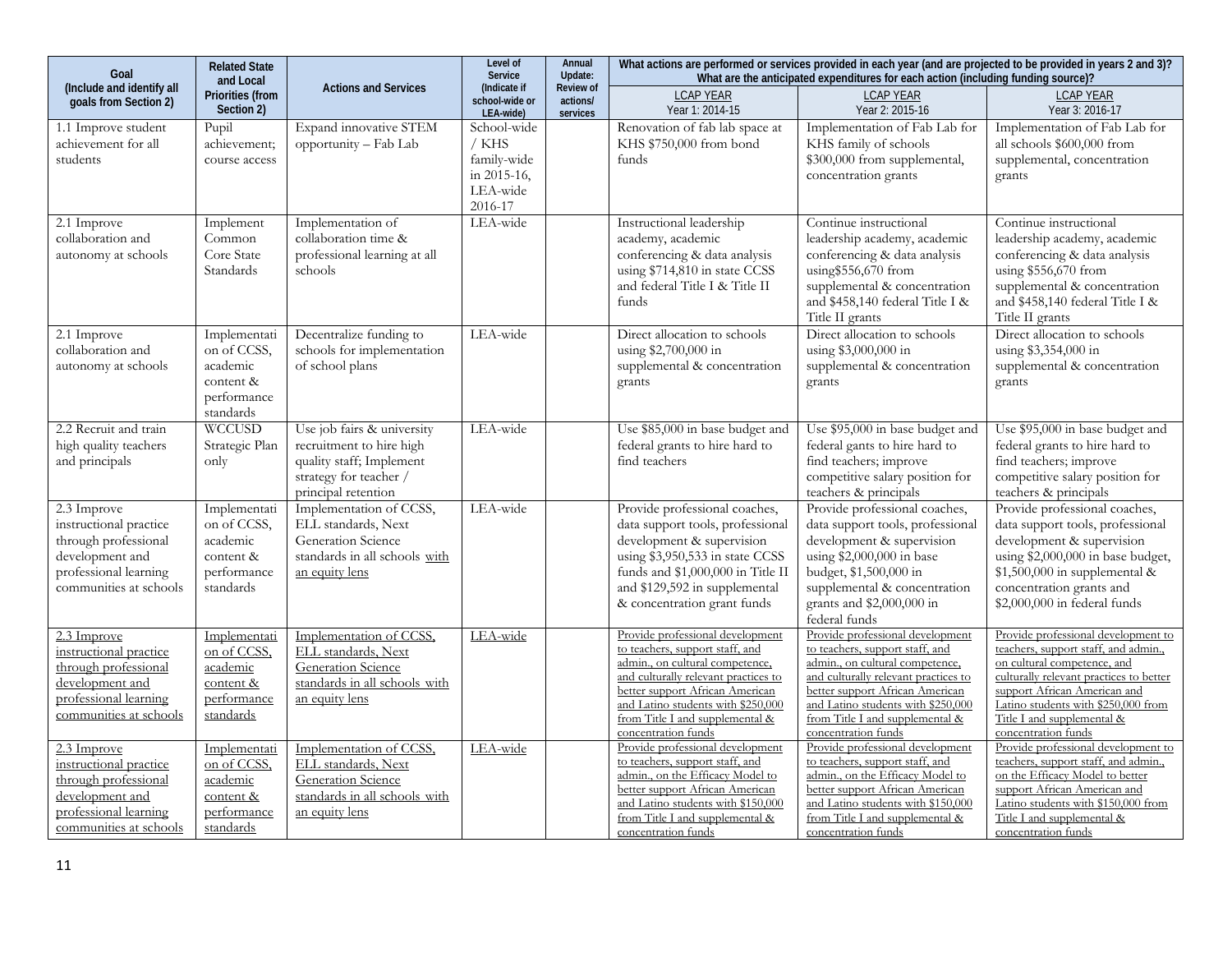| Goal (Include and identify all goals from Section 2) | Related State and Local Priorities (from Section 2) | Actions and Services | Level of Service (Indicate if school-wide or LEA-wide) | Annual Update: Review of actions/ services | What actions are performed or services provided in each year (and are projected to be provided in years 2 and 3)? What are the anticipated expenditures for each action (including funding source)? | | |
|---|---|---|---|---|---|---|---|
| | | | | | LCAP YEAR Year 1: 2014-15 | LCAP YEAR Year 2: 2015-16 | LCAP YEAR Year 3: 2016-17 |
| 1.1 Improve student achievement for all students | Pupil achievement; course access | Expand innovative STEM opportunity – Fab Lab | School-wide / KHS family-wide in 2015-16, LEA-wide 2016-17 | | Renovation of fab lab space at KHS $750,000 from bond funds | Implementation of Fab Lab for KHS family of schools $300,000 from supplemental, concentration grants | Implementation of Fab Lab for all schools $600,000 from supplemental, concentration grants |
| 2.1 Improve collaboration and autonomy at schools | Implement Common Core State Standards | Implementation of collaboration time & professional learning at all schools | LEA-wide | | Instructional leadership academy, academic conferencing & data analysis using $714,810 in state CCSS and federal Title I & Title II funds | Continue instructional leadership academy, academic conferencing & data analysis using$556,670 from supplemental & concentration and $458,140 federal Title I & Title II grants | Continue instructional leadership academy, academic conferencing & data analysis using $556,670 from supplemental & concentration and $458,140 federal Title I & Title II grants |
| 2.1 Improve collaboration and autonomy at schools | Implementation of CCSS, academic content & performance standards | Decentralize funding to schools for implementation of school plans | LEA-wide | | Direct allocation to schools using $2,700,000 in supplemental & concentration grants | Direct allocation to schools using $3,000,000 in supplemental & concentration grants | Direct allocation to schools using $3,354,000 in supplemental & concentration grants |
| 2.2 Recruit and train high quality teachers and principals | WCCUSD Strategic Plan only | Use job fairs & university recruitment to hire high quality staff; Implement strategy for teacher / principal retention | LEA-wide | | Use $85,000 in base budget and federal grants to hire hard to find teachers | Use $95,000 in base budget and federal gants to hire hard to find teachers; improve competitive salary position for teachers & principals | Use $95,000 in base budget and federal grants to hire hard to find teachers; improve competitive salary position for teachers & principals |
| 2.3 Improve instructional practice through professional development and professional learning communities at schools | Implementation of CCSS, academic content & performance standards | Implementation of CCSS, ELL standards, Next Generation Science standards in all schools with an equity lens | LEA-wide | | Provide professional coaches, data support tools, professional development & supervision using $3,950,533 in state CCSS funds and $1,000,000 in Title II and $129,592 in supplemental & concentration grant funds | Provide professional coaches, data support tools, professional development & supervision using $2,000,000 in base budget, $1,500,000 in supplemental & concentration grants and $2,000,000 in federal funds | Provide professional coaches, data support tools, professional development & supervision using $2,000,000 in base budget, $1,500,000 in supplemental & concentration grants and $2,000,000 in federal funds |
| 2.3 Improve instructional practice through professional development and professional learning communities at schools | Implementation of CCSS, academic content & performance standards | Implementation of CCSS, ELL standards, Next Generation Science standards in all schools with an equity lens | LEA-wide | | Provide professional development to teachers, support staff, and admin., on cultural competence, and culturally relevant practices to better support African American and Latino students with $250,000 from Title I and supplemental & concentration funds | Provide professional development to teachers, support staff, and admin., on cultural competence, and culturally relevant practices to better support African American and Latino students with $250,000 from Title I and supplemental & concentration funds | Provide professional development to teachers, support staff, and admin., on cultural competence, and culturally relevant practices to better support African American and Latino students with $250,000 from Title I and supplemental & concentration funds |
| 2.3 Improve instructional practice through professional development and professional learning communities at schools | Implementation of CCSS, academic content & performance standards | Implementation of CCSS, ELL standards, Next Generation Science standards in all schools with an equity lens | LEA-wide | | Provide professional development to teachers, support staff, and admin., on the Efficacy Model to better support African American and Latino students with $150,000 from Title I and supplemental & concentration funds | Provide professional development to teachers, support staff, and admin., on the Efficacy Model to better support African American and Latino students with $150,000 from Title I and supplemental & concentration funds | Provide professional development to teachers, support staff, and admin., on the Efficacy Model to better support African American and Latino students with $150,000 from Title I and supplemental & concentration funds |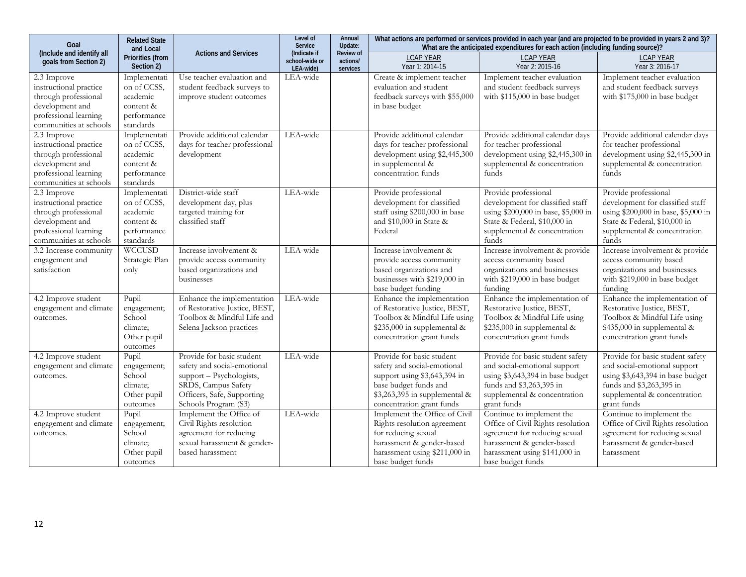| Goal (Include and identify all goals from Section 2) | Related State and Local Priorities (from Section 2) | Actions and Services | Level of Service (Indicate if school-wide or LEA-wide) | Annual Update: Review of actions/ services | What actions are performed or services provided in each year (and are projected to be provided in years 2 and 3)? What are the anticipated expenditures for each action (including funding source)? | | |
|---|---|---|---|---|---|---|---|
| | | | | | LCAP YEAR Year 1: 2014-15 | LCAP YEAR Year 2: 2015-16 | LCAP YEAR Year 3: 2016-17 |
| 2.3 Improve instructional practice through professional development and professional learning communities at schools | Implementation of CCSS, academic content & performance standards | Use teacher evaluation and student feedback surveys to improve student outcomes | LEA-wide | | Create & implement teacher evaluation and student feedback surveys with $55,000 in base budget | Implement teacher evaluation and student feedback surveys with $115,000 in base budget | Implement teacher evaluation and student feedback surveys with $175,000 in base budget |
| 2.3 Improve instructional practice through professional development and professional learning communities at schools | Implementation of CCSS, academic content & performance standards | Provide additional calendar days for teacher professional development | LEA-wide | | Provide additional calendar days for teacher professional development using $2,445,300 in supplemental & concentration funds | Provide additional calendar days for teacher professional development using $2,445,300 in supplemental & concentration funds | Provide additional calendar days for teacher professional development using $2,445,300 in supplemental & concentration funds |
| 2.3 Improve instructional practice through professional development and professional learning communities at schools | Implementation of CCSS, academic content & performance standards | District-wide staff development day, plus targeted training for classified staff | LEA-wide | | Provide professional development for classified staff using $200,000 in base and $10,000 in State & Federal | Provide professional development for classified staff using $200,000 in base, $5,000 in State & Federal, $10,000 in supplemental & concentration funds | Provide professional development for classified staff using $200,000 in base, $5,000 in State & Federal, $10,000 in supplemental & concentration funds |
| 3.2 Increase community engagement and satisfaction | WCCUSD Strategic Plan only | Increase involvement & provide access community based organizations and businesses | LEA-wide | | Increase involvement & provide access community based organizations and businesses with $219,000 in base budget funding | Increase involvement & provide access community based organizations and businesses with $219,000 in base budget funding | Increase involvement & provide access community based organizations and businesses with $219,000 in base budget funding |
| 4.2 Improve student engagement and climate outcomes. | Pupil engagement; School climate; Other pupil outcomes | Enhance the implementation of Restorative Justice, BEST, Toolbox & Mindful Life and Selena Jackson practices | LEA-wide | | Enhance the implementation of Restorative Justice, BEST, Toolbox & Mindful Life using $235,000 in supplemental & concentration grant funds | Enhance the implementation of Restorative Justice, BEST, Toolbox & Mindful Life using $235,000 in supplemental & concentration grant funds | Enhance the implementation of Restorative Justice, BEST, Toolbox & Mindful Life using $435,000 in supplemental & concentration grant funds |
| 4.2 Improve student engagement and climate outcomes. | Pupil engagement; School climate; Other pupil outcomes | Provide for basic student safety and social-emotional support – Psychologists, SRDS, Campus Safety Officers, Safe, Supporting Schools Program (S3) | LEA-wide | | Provide for basic student safety and social-emotional support using $3,643,394 in base budget funds and $3,263,395 in supplemental & concentration grant funds | Provide for basic student safety and social-emotional support using $3,643,394 in base budget funds and $3,263,395 in supplemental & concentration grant funds | Provide for basic student safety and social-emotional support using $3,643,394 in base budget funds and $3,263,395 in supplemental & concentration grant funds |
| 4.2 Improve student engagement and climate outcomes. | Pupil engagement; School climate; Other pupil outcomes | Implement the Office of Civil Rights resolution agreement for reducing sexual harassment & gender-based harassment | LEA-wide | | Implement the Office of Civil Rights resolution agreement for reducing sexual harassment & gender-based harassment using $211,000 in base budget funds | Continue to implement the Office of Civil Rights resolution agreement for reducing sexual harassment & gender-based harassment using $141,000 in base budget funds | Continue to implement the Office of Civil Rights resolution agreement for reducing sexual harassment & gender-based harassment |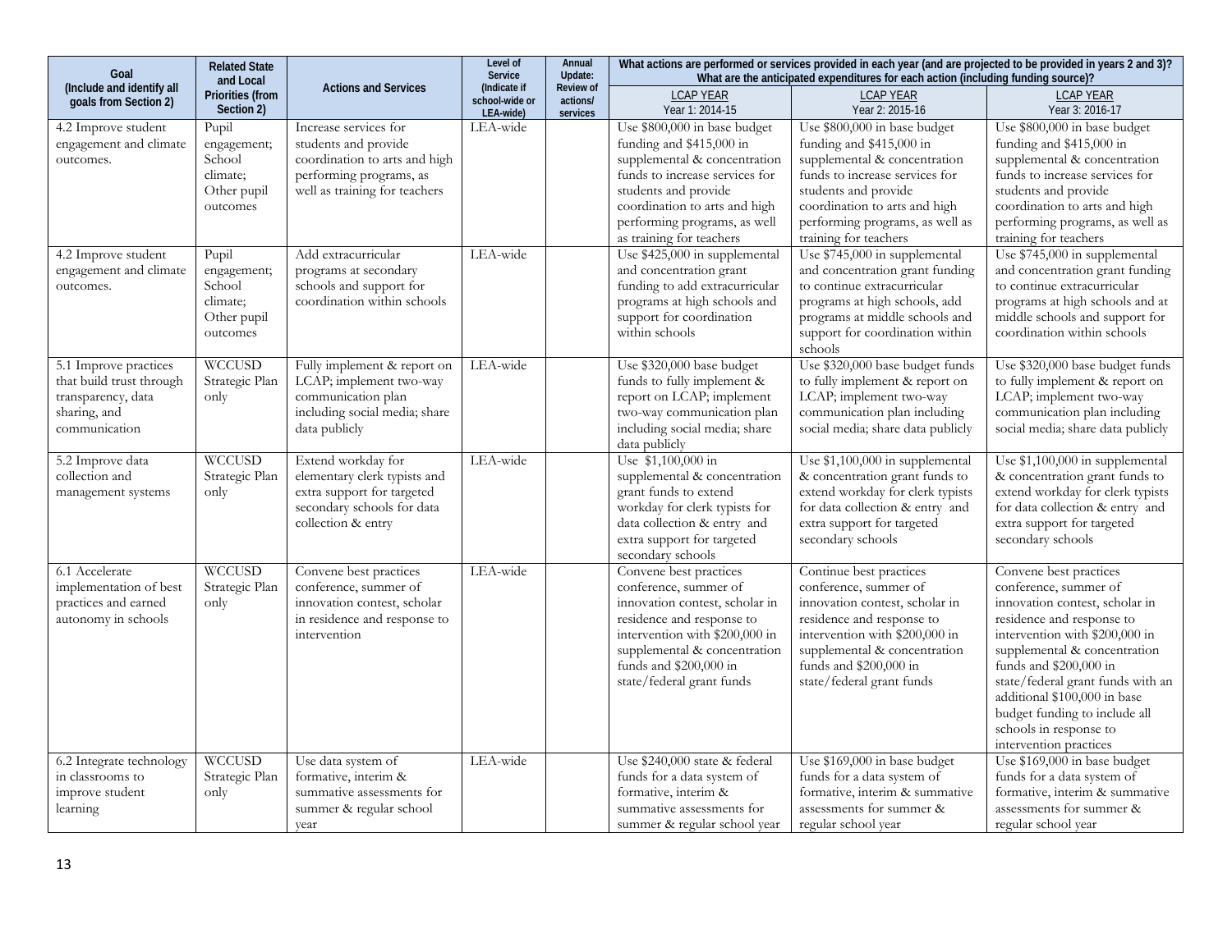| Goal (Include and identify all goals from Section 2) | Related State and Local Priorities (from Section 2) | Actions and Services | Level of Service (Indicate if school-wide or LEA-wide) | Annual Update: Review of actions/ services | What actions are performed or services provided in each year (and are projected to be provided in years 2 and 3)? What are the anticipated expenditures for each action (including funding source)? | | |
|---|---|---|---|---|---|---|---|
| | | | | | LCAP YEAR Year 1: 2014-15 | LCAP YEAR Year 2: 2015-16 | LCAP YEAR Year 3: 2016-17 |
| 4.2 Improve student engagement and climate outcomes. | Pupil engagement; School climate; Other pupil outcomes | Increase services for students and provide coordination to arts and high performing programs, as well as training for teachers | LEA-wide | | Use $800,000 in base budget funding and $415,000 in supplemental & concentration funds to increase services for students and provide coordination to arts and high performing programs, as well as training for teachers | Use $800,000 in base budget funding and $415,000 in supplemental & concentration funds to increase services for students and provide coordination to arts and high performing programs, as well as training for teachers | Use $800,000 in base budget funding and $415,000 in supplemental & concentration funds to increase services for students and provide coordination to arts and high performing programs, as well as training for teachers |
| 4.2 Improve student engagement and climate outcomes. | Pupil engagement; School climate; Other pupil outcomes | Add extracurricular programs at secondary schools and support for coordination within schools | LEA-wide | | Use $425,000 in supplemental and concentration grant funding to add extracurricular programs at high schools and support for coordination within schools | Use $745,000 in supplemental and concentration grant funding to continue extracurricular programs at high schools, add programs at middle schools and support for coordination within schools | Use $745,000 in supplemental and concentration grant funding to continue extracurricular programs at high schools and at middle schools and support for coordination within schools |
| 5.1 Improve practices that build trust through transparency, data sharing, and communication | WCCUSD Strategic Plan only | Fully implement & report on LCAP; implement two-way communication plan including social media; share data publicly | LEA-wide | | Use $320,000 base budget funds to fully implement & report on LCAP; implement two-way communication plan including social media; share data publicly | Use $320,000 base budget funds to fully implement & report on LCAP; implement two-way communication plan including social media; share data publicly | Use $320,000 base budget funds to fully implement & report on LCAP; implement two-way communication plan including social media; share data publicly |
| 5.2 Improve data collection and management systems | WCCUSD Strategic Plan only | Extend workday for elementary clerk typists and extra support for targeted secondary schools for data collection & entry | LEA-wide | | Use $1,100,000 in supplemental & concentration grant funds to extend workday for clerk typists for data collection & entry and extra support for targeted secondary schools | Use $1,100,000 in supplemental & concentration grant funds to extend workday for clerk typists for data collection & entry and extra support for targeted secondary schools | Use $1,100,000 in supplemental & concentration grant funds to extend workday for clerk typists for data collection & entry and extra support for targeted secondary schools |
| 6.1 Accelerate implementation of best practices and earned autonomy in schools | WCCUSD Strategic Plan only | Convene best practices conference, summer of innovation contest, scholar in residence and response to intervention | LEA-wide | | Convene best practices conference, summer of innovation contest, scholar in residence and response to intervention with $200,000 in supplemental & concentration funds and $200,000 in state/federal grant funds | Continue best practices conference, summer of innovation contest, scholar in residence and response to intervention with $200,000 in supplemental & concentration funds and $200,000 in state/federal grant funds | Convene best practices conference, summer of innovation contest, scholar in residence and response to intervention with $200,000 in supplemental & concentration funds and $200,000 in state/federal grant funds with an additional $100,000 in base budget funding to include all schools in response to intervention practices |
| 6.2 Integrate technology in classrooms to improve student learning | WCCUSD Strategic Plan only | Use data system of formative, interim & summative assessments for summer & regular school year | LEA-wide | | Use $240,000 state & federal funds for a data system of formative, interim & summative assessments for summer & regular school year | Use $169,000 in base budget funds for a data system of formative, interim & summative assessments for summer & regular school year | Use $169,000 in base budget funds for a data system of formative, interim & summative assessments for summer & regular school year |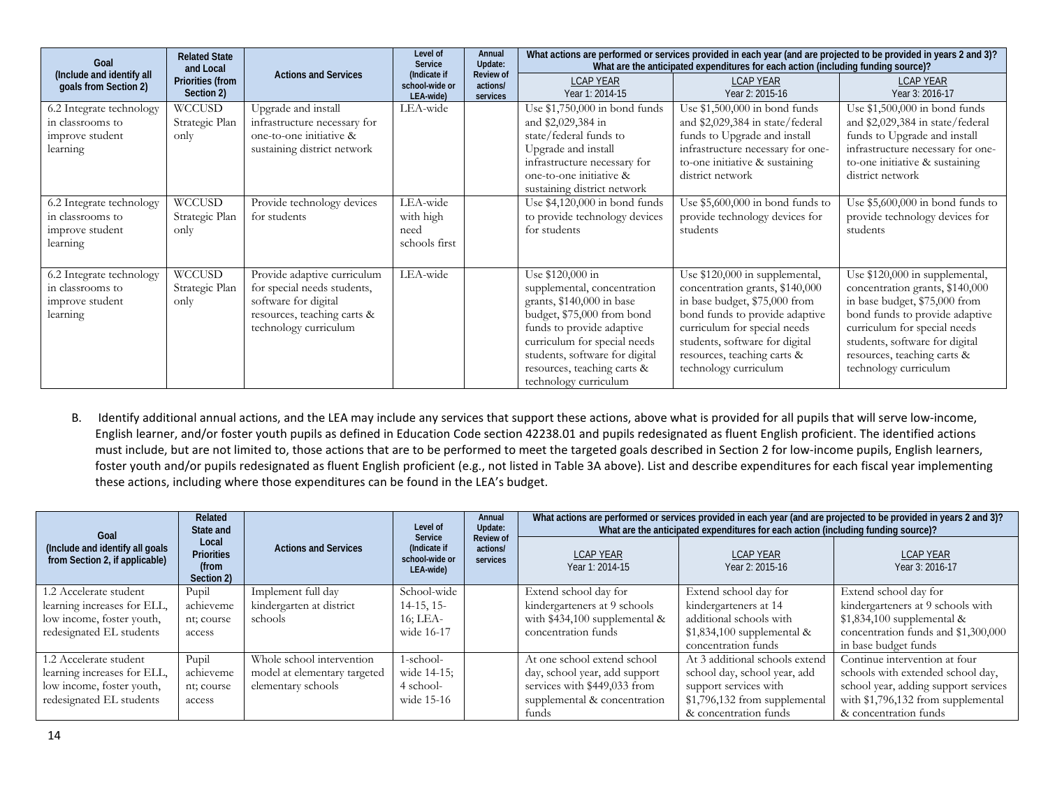| Goal (Include and identify all goals from Section 2) | Related State and Local Priorities (from Section 2) | Actions and Services | Level of Service (Indicate if school-wide or LEA-wide) | Annual Update: Review of actions/ services | What actions are performed or services provided in each year (and are projected to be provided in years 2 and 3)? What are the anticipated expenditures for each action (including funding source)? | | |
|---|---|---|---|---|---|---|---|
| | | | | | LCAP YEAR Year 1: 2014-15 | LCAP YEAR Year 2: 2015-16 | LCAP YEAR Year 3: 2016-17 |
| 6.2 Integrate technology in classrooms to improve student learning | WCCUSD Strategic Plan only | Upgrade and install infrastructure necessary for one-to-one initiative & sustaining district network | LEA-wide | | Use $1,750,000 in bond funds and $2,029,384 in state/federal funds to Upgrade and install infrastructure necessary for one-to-one initiative & sustaining district network | Use $1,500,000 in bond funds and $2,029,384 in state/federal funds to Upgrade and install infrastructure necessary for one-to-one initiative & sustaining district network | Use $1,500,000 in bond funds and $2,029,384 in state/federal funds to Upgrade and install infrastructure necessary for one-to-one initiative & sustaining district network |
| 6.2 Integrate technology in classrooms to improve student learning | WCCUSD Strategic Plan only | Provide technology devices for students | LEA-wide with high need schools first | | Use $4,120,000 in bond funds to provide technology devices for students | Use $5,600,000 in bond funds to provide technology devices for students | Use $5,600,000 in bond funds to provide technology devices for students |
| 6.2 Integrate technology in classrooms to improve student learning | WCCUSD Strategic Plan only | Provide adaptive curriculum for special needs students, software for digital resources, teaching carts & technology curriculum | LEA-wide | | Use $120,000 in supplemental, concentration grants, $140,000 in base budget, $75,000 from bond funds to provide adaptive curriculum for special needs students, software for digital resources, teaching carts & technology curriculum | Use $120,000 in supplemental, concentration grants, $140,000 in base budget, $75,000 from bond funds to provide adaptive curriculum for special needs students, software for digital resources, teaching carts & technology curriculum | Use $120,000 in supplemental, concentration grants, $140,000 in base budget, $75,000 from bond funds to provide adaptive curriculum for special needs students, software for digital resources, teaching carts & technology curriculum |

B. Identify additional annual actions, and the LEA may include any services that support these actions, above what is provided for all pupils that will serve low-income, English learner, and/or foster youth pupils as defined in Education Code section 42238.01 and pupils redesignated as fluent English proficient. The identified actions must include, but are not limited to, those actions that are to be performed to meet the targeted goals described in Section 2 for low-income pupils, English learners, foster youth and/or pupils redesignated as fluent English proficient (e.g., not listed in Table 3A above). List and describe expenditures for each fiscal year implementing these actions, including where those expenditures can be found in the LEA's budget.

| Goal (Include and identify all goals from Section 2, if applicable) | Related State and Local Priorities (from Section 2) | Actions and Services | Level of Service (Indicate if school-wide or LEA-wide) | Annual Update: Review of actions/ services | What actions are performed or services provided in each year (and are projected to be provided in years 2 and 3)? What are the anticipated expenditures for each action (including funding source)? | | |
|---|---|---|---|---|---|---|---|
| | | | | | LCAP YEAR Year 1: 2014-15 | LCAP YEAR Year 2: 2015-16 | LCAP YEAR Year 3: 2016-17 |
| 1.2 Accelerate student learning increases for ELL, low income, foster youth, redesignated EL students | Pupil achievement; course access | Implement full day kindergarten at district schools | School-wide 14-15, 15-16; LEA-wide 16-17 | | Extend school day for kindergarteners at 9 schools with $434,100 supplemental & concentration funds | Extend school day for kindergarteners at 14 additional schools with $1,834,100 supplemental & concentration funds | Extend school day for kindergarteners at 9 schools with $1,834,100 supplemental & concentration funds and $1,300,000 in base budget funds |
| 1.2 Accelerate student learning increases for ELL, low income, foster youth, redesignated EL students | Pupil achievement; course access | Whole school intervention model at elementary targeted elementary schools | 1-school-wide 14-15; 4 school-wide 15-16 | | At one school extend school day, school year, add support services with $449,033 from supplemental & concentration funds | At 3 additional schools extend school day, school year, add support services with $1,796,132 from supplemental & concentration funds | Continue intervention at four schools with extended school day, school year, adding support services with $1,796,132 from supplemental & concentration funds |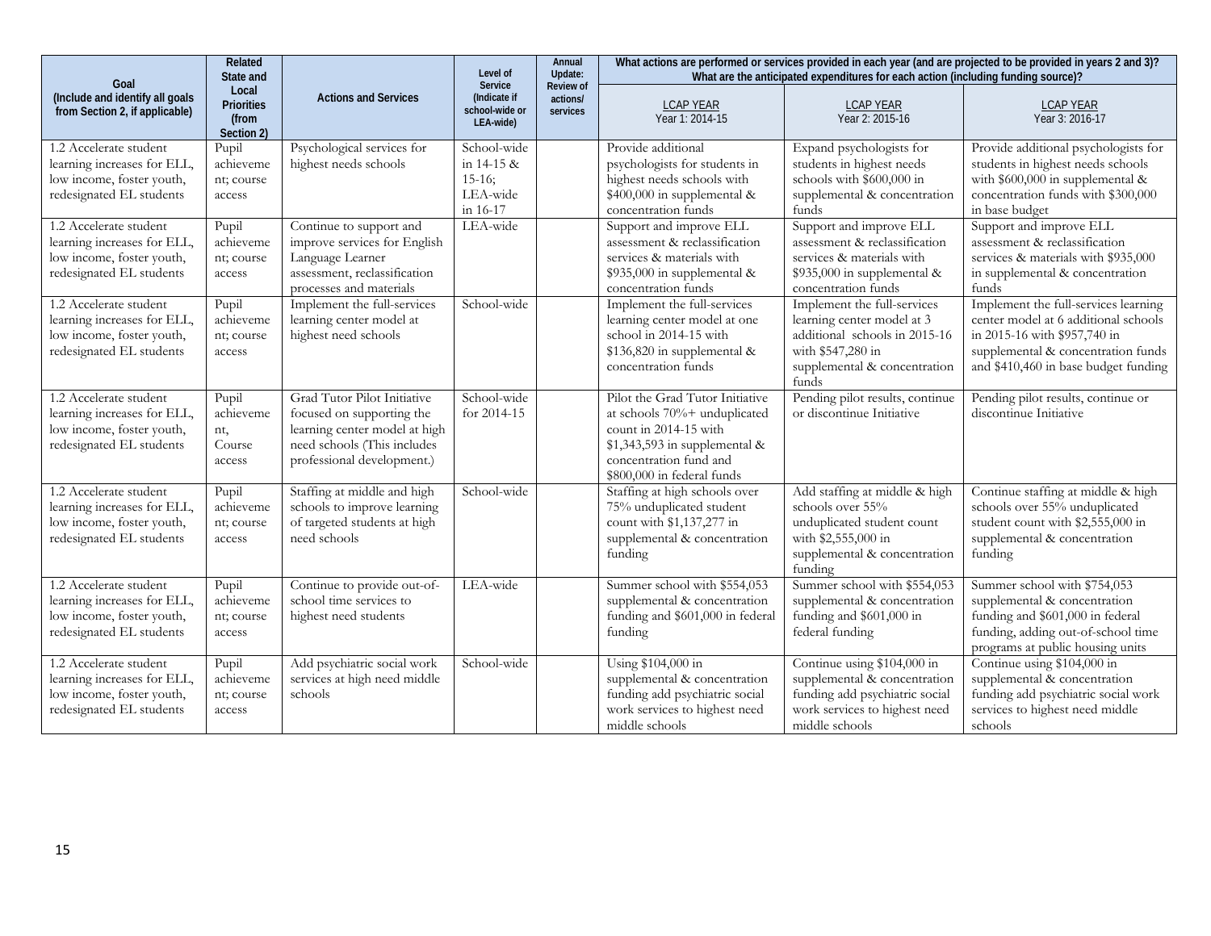| Goal (Include and identify all goals from Section 2, if applicable) | Related State and Local Priorities (from Section 2) | Actions and Services | Level of Service (Indicate if school-wide or LEA-wide) | Annual Update: Review of actions/ services | What actions are performed or services provided in each year (and are projected to be provided in years 2 and 3)? What are the anticipated expenditures for each action (including funding source)? | | |
|---|---|---|---|---|---|---|---|
| | | | | | LCAP YEAR Year 1: 2014-15 | LCAP YEAR Year 2: 2015-16 | LCAP YEAR Year 3: 2016-17 |
| 1.2 Accelerate student learning increases for ELL, low income, foster youth, redesignated EL students | Pupil achievement; course access | Psychological services for highest needs schools | School-wide in 14-15 & 15-16; LEA-wide in 16-17 | | Provide additional psychologists for students in highest needs schools with $400,000 in supplemental & concentration funds | Expand psychologists for students in highest needs schools with $600,000 in supplemental & concentration funds | Provide additional psychologists for students in highest needs schools with $600,000 in supplemental & concentration funds with $300,000 in base budget |
| 1.2 Accelerate student learning increases for ELL, low income, foster youth, redesignated EL students | Pupil achievement; course access | Continue to support and improve services for English Language Learner assessment, reclassification processes and materials | LEA-wide | | Support and improve ELL assessment & reclassification services & materials with $935,000 in supplemental & concentration funds | Support and improve ELL assessment & reclassification services & materials with $935,000 in supplemental & concentration funds | Support and improve ELL assessment & reclassification services & materials with $935,000 in supplemental & concentration funds |
| 1.2 Accelerate student learning increases for ELL, low income, foster youth, redesignated EL students | Pupil achievement; course access | Implement the full-services learning center model at highest need schools | School-wide | | Implement the full-services learning center model at one school in 2014-15 with $136,820 in supplemental & concentration funds | Implement the full-services learning center model at 3 additional schools in 2015-16 with $547,280 in supplemental & concentration funds | Implement the full-services learning center model at 6 additional schools in 2015-16 with $957,740 in supplemental & concentration funds and $410,460 in base budget funding |
| 1.2 Accelerate student learning increases for ELL, low income, foster youth, redesignated EL students | Pupil achievement, Course access | Grad Tutor Pilot Initiative focused on supporting the learning center model at high need schools (This includes professional development.) | School-wide for 2014-15 | | Pilot the Grad Tutor Initiative at schools 70%+ unduplicated count in 2014-15 with $1,343,593 in supplemental & concentration fund and $800,000 in federal funds | Pending pilot results, continue or discontinue Initiative | Pending pilot results, continue or discontinue Initiative |
| 1.2 Accelerate student learning increases for ELL, low income, foster youth, redesignated EL students | Pupil achievement; course access | Staffing at middle and high schools to improve learning of targeted students at high need schools | School-wide | | Staffing at high schools over 75% unduplicated student count with $1,137,277 in supplemental & concentration funding | Add staffing at middle & high schools over 55% unduplicated student count with $2,555,000 in supplemental & concentration funding | Continue staffing at middle & high schools over 55% unduplicated student count with $2,555,000 in supplemental & concentration funding |
| 1.2 Accelerate student learning increases for ELL, low income, foster youth, redesignated EL students | Pupil achievement; course access | Continue to provide out-of-school time services to highest need students | LEA-wide | | Summer school with $554,053 supplemental & concentration funding and $601,000 in federal funding | Summer school with $554,053 supplemental & concentration funding and $601,000 in federal funding | Summer school with $754,053 supplemental & concentration funding and $601,000 in federal funding, adding out-of-school time programs at public housing units |
| 1.2 Accelerate student learning increases for ELL, low income, foster youth, redesignated EL students | Pupil achievement; course access | Add psychiatric social work services at high need middle schools | School-wide | | Using $104,000 in supplemental & concentration funding add psychiatric social work services to highest need middle schools | Continue using $104,000 in supplemental & concentration funding add psychiatric social work services to highest need middle schools | Continue using $104,000 in supplemental & concentration funding add psychiatric social work services to highest need middle schools |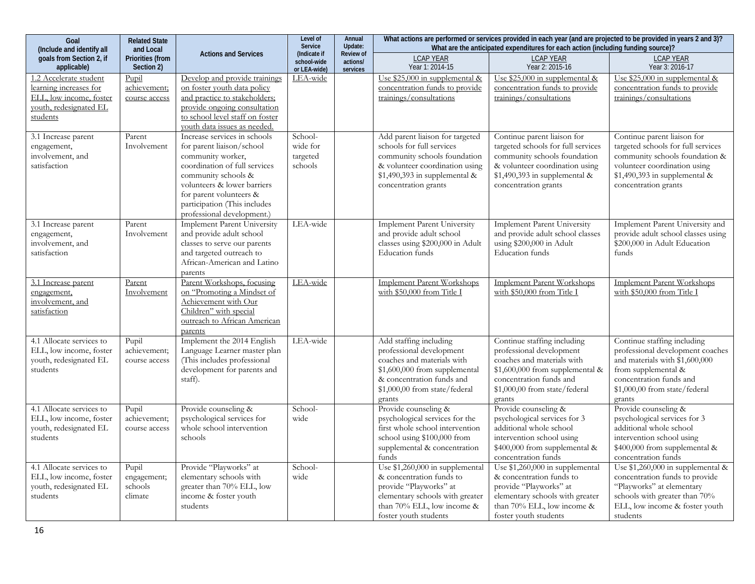| Goal (Include and identify all goals from Section 2, if applicable) | Related State and Local Priorities (from Section 2) | Actions and Services | Level of Service (Indicate if school-wide or LEA-wide) | Annual Update: Review of actions/ services | What actions are performed or services provided in each year (and are projected to be provided in years 2 and 3)? What are the anticipated expenditures for each action (including funding source)? | | |
|---|---|---|---|---|---|---|---|
| | | | | | LCAP YEAR Year 1: 2014-15 | LCAP YEAR Year 2: 2015-16 | LCAP YEAR Year 3: 2016-17 |
| 1.2 Accelerate student learning increases for ELL, low income, foster youth, redesignated EL students | Pupil achievement; course access | Develop and provide trainings on foster youth data policy and practice to stakeholders; provide ongoing consultation to school level staff on foster youth data issues as needed. | LEA-wide | | Use $25,000 in supplemental & concentration funds to provide trainings/consultations | Use $25,000 in supplemental & concentration funds to provide trainings/consultations | Use $25,000 in supplemental & concentration funds to provide trainings/consultations |
| 3.1 Increase parent engagement, involvement, and satisfaction | Parent Involvement | Increase services in schools for parent liaison/school community worker, coordination of full services community schools & volunteers & lower barriers for parent volunteers & participation (This includes professional development.) | School-wide for targeted schools | | Add parent liaison for targeted schools for full services community schools foundation & volunteer coordination using $1,490,393 in supplemental & concentration grants | Continue parent liaison for targeted schools for full services community schools foundation & volunteer coordination using $1,490,393 in supplemental & concentration grants | Continue parent liaison for targeted schools for full services community schools foundation & volunteer coordination using $1,490,393 in supplemental & concentration grants |
| 3.1 Increase parent engagement, involvement, and satisfaction | Parent Involvement | Implement Parent University and provide adult school classes to serve our parents and targeted outreach to African-American and Latino parents | LEA-wide | | Implement Parent University and provide adult school classes using $200,000 in Adult Education funds | Implement Parent University and provide adult school classes using $200,000 in Adult Education funds | Implement Parent University and provide adult school classes using $200,000 in Adult Education funds |
| 3.1 Increase parent engagement, involvement, and satisfaction | Parent Involvement | Parent Workshops, focusing on "Promoting a Mindset of Achievement with Our Children" with special outreach to African American parents | LEA-wide | | Implement Parent Workshops with $50,000 from Title I | Implement Parent Workshops with $50,000 from Title I | Implement Parent Workshops with $50,000 from Title I |
| 4.1 Allocate services to ELL, low income, foster youth, redesignated EL students | Pupil achievement; course access | Implement the 2014 English Language Learner master plan (This includes professional development for parents and staff). | LEA-wide | | Add staffing including professional development coaches and materials with $1,600,000 from supplemental & concentration funds and $1,000,00 from state/federal grants | Continue staffing including professional development coaches and materials with $1,600,000 from supplemental & concentration funds and $1,000,00 from state/federal grants | Continue staffing including professional development coaches and materials with $1,600,000 from supplemental & concentration funds and $1,000,00 from state/federal grants |
| 4.1 Allocate services to ELL, low income, foster youth, redesignated EL students | Pupil achievement; course access | Provide counseling & psychological services for whole school intervention schools | School-wide | | Provide counseling & psychological services for the first whole school intervention school using $100,000 from supplemental & concentration funds | Provide counseling & psychological services for 3 additional whole school intervention school using $400,000 from supplemental & concentration funds | Provide counseling & psychological services for 3 additional whole school intervention school using $400,000 from supplemental & concentration funds |
| 4.1 Allocate services to ELL, low income, foster youth, redesignated EL students | Pupil engagement; schools climate | Provide "Playworks" at elementary schools with greater than 70% ELL, low income & foster youth students | School-wide | | Use $1,260,000 in supplemental & concentration funds to provide "Playworks" at elementary schools with greater than 70% ELL, low income & foster youth students | Use $1,260,000 in supplemental & concentration funds to provide "Playworks" at elementary schools with greater than 70% ELL, low income & foster youth students | Use $1,260,000 in supplemental & concentration funds to provide "Playworks" at elementary schools with greater than 70% ELL, low income & foster youth students |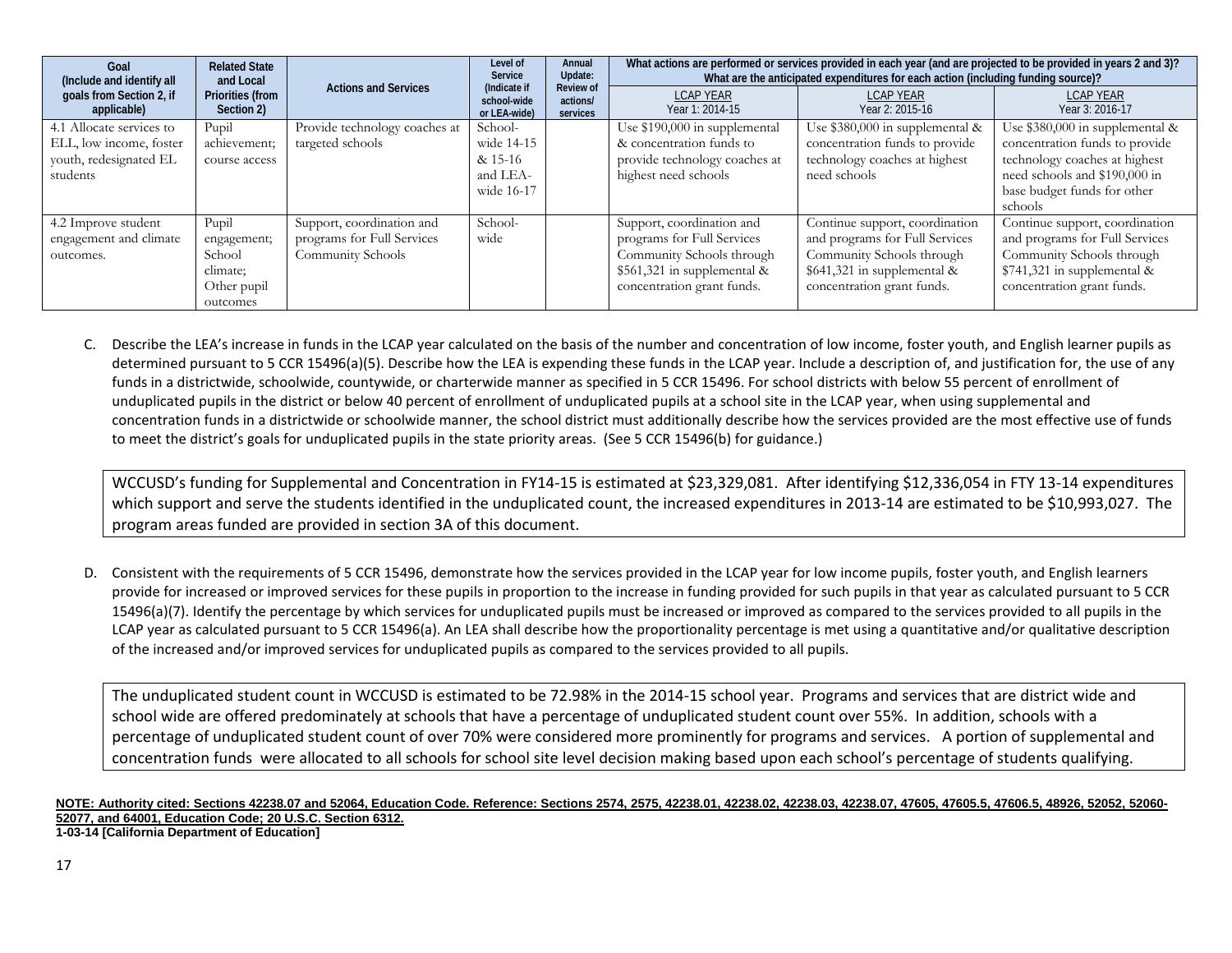| Goal (Include and identify all goals from Section 2, if applicable) | Related State and Local Priorities (from Section 2) | Actions and Services | Level of Service (Indicate if school-wide or LEA-wide) | Annual Update: Review of actions/ services | What actions are performed or services provided in each year (and are projected to be provided in years 2 and 3)? What are the anticipated expenditures for each action (including funding source)? | | |
|---|---|---|---|---|---|---|---|
| | | | | | LCAP YEAR Year 1: 2014-15 | LCAP YEAR Year 2: 2015-16 | LCAP YEAR Year 3: 2016-17 |
| 4.1 Allocate services to ELL, low income, foster youth, redesignated EL students | Pupil achievement; course access | Provide technology coaches at targeted schools | School-wide 14-15 & 15-16 and LEA-wide 16-17 | | Use $190,000 in supplemental & concentration funds to provide technology coaches at highest need schools | Use $380,000 in supplemental & concentration funds to provide technology coaches at highest need schools | Use $380,000 in supplemental & concentration funds to provide technology coaches at highest need schools and $190,000 in base budget funds for other schools |
| 4.2 Improve student engagement and climate outcomes. | Pupil engagement; School climate; Other pupil outcomes | Support, coordination and programs for Full Services Community Schools | School-wide | | Support, coordination and programs for Full Services Community Schools through $561,321 in supplemental & concentration grant funds. | Continue support, coordination and programs for Full Services Community Schools through $641,321 in supplemental & concentration grant funds. | Continue support, coordination and programs for Full Services Community Schools through $741,321 in supplemental & concentration grant funds. |

C. Describe the LEA's increase in funds in the LCAP year calculated on the basis of the number and concentration of low income, foster youth, and English learner pupils as determined pursuant to 5 CCR 15496(a)(5). Describe how the LEA is expending these funds in the LCAP year. Include a description of, and justification for, the use of any funds in a districtwide, schoolwide, countywide, or charterwide manner as specified in 5 CCR 15496. For school districts with below 55 percent of enrollment of unduplicated pupils in the district or below 40 percent of enrollment of unduplicated pupils at a school site in the LCAP year, when using supplemental and concentration funds in a districtwide or schoolwide manner, the school district must additionally describe how the services provided are the most effective use of funds to meet the district's goals for unduplicated pupils in the state priority areas. (See 5 CCR 15496(b) for guidance.)

WCCUSD's funding for Supplemental and Concentration in FY14-15 is estimated at $23,329,081. After identifying $12,336,054 in FTY 13-14 expenditures which support and serve the students identified in the unduplicated count, the increased expenditures in 2013-14 are estimated to be $10,993,027. The program areas funded are provided in section 3A of this document.

D. Consistent with the requirements of 5 CCR 15496, demonstrate how the services provided in the LCAP year for low income pupils, foster youth, and English learners provide for increased or improved services for these pupils in proportion to the increase in funding provided for such pupils in that year as calculated pursuant to 5 CCR 15496(a)(7). Identify the percentage by which services for unduplicated pupils must be increased or improved as compared to the services provided to all pupils in the LCAP year as calculated pursuant to 5 CCR 15496(a). An LEA shall describe how the proportionality percentage is met using a quantitative and/or qualitative description of the increased and/or improved services for unduplicated pupils as compared to the services provided to all pupils.

The unduplicated student count in WCCUSD is estimated to be 72.98% in the 2014-15 school year. Programs and services that are district wide and school wide are offered predominately at schools that have a percentage of unduplicated student count over 55%. In addition, schools with a percentage of unduplicated student count of over 70% were considered more prominently for programs and services. A portion of supplemental and concentration funds were allocated to all schools for school site level decision making based upon each school's percentage of students qualifying.

**NOTE: Authority cited: Sections 42238.07 and 52064, Education Code. Reference: Sections 2574, 2575, 42238.01, 42238.02, 42238.03, 42238.07, 47605, 47605.5, 47606.5, 48926, 52052, 52060-52077, and 64001, Education Code; 20 U.S.C. Section 6312.**
**1-03-14 [California Department of Education]**